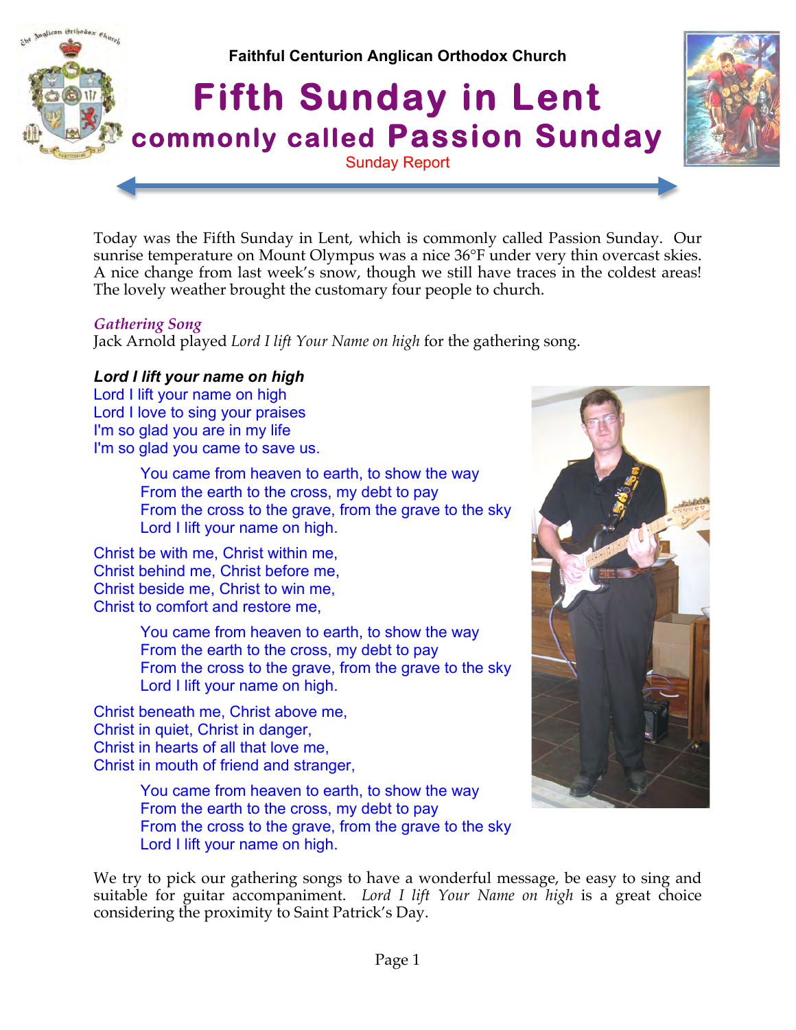Faithful Centurion Anglican Orthodox Church

# Fifth Sunday in Lent

## commonly called Passion Sunday

Sunday Report

Today was the Fifth Sunday in Lent, which is commonly called Passion Sunday. Our sunrise temperature on Mount Olympus was a nice 36°F under very thin overcast skies. A nice change from last week's snow, though we still have traces in the coldest areas! The lovely weather brought the customary four people to church.

### *Gathering Song*

Jack Arnold played *Lord I lift Your Name on high* for the gathering song.

***Lord I lift your name on high***

Lord I lift your name on high
Lord I love to sing your praises
I'm so glad you are in my life
I'm so glad you came to save us.

> You came from heaven to earth, to show the way
> From the earth to the cross, my debt to pay
> From the cross to the grave, from the grave to the sky
> Lord I lift your name on high.

Christ be with me, Christ within me,
Christ behind me, Christ before me,
Christ beside me, Christ to win me,
Christ to comfort and restore me,

> You came from heaven to earth, to show the way
> From the earth to the cross, my debt to pay
> From the cross to the grave, from the grave to the sky
> Lord I lift your name on high.

Christ beneath me, Christ above me,
Christ in quiet, Christ in danger,
Christ in hearts of all that love me,
Christ in mouth of friend and stranger,

> You came from heaven to earth, to show the way
> From the earth to the cross, my debt to pay
> From the cross to the grave, from the grave to the sky
> Lord I lift your name on high.

We try to pick our gathering songs to have a wonderful message, be easy to sing and suitable for guitar accompaniment. *Lord I lift Your Name on high* is a great choice considering the proximity to Saint Patrick's Day.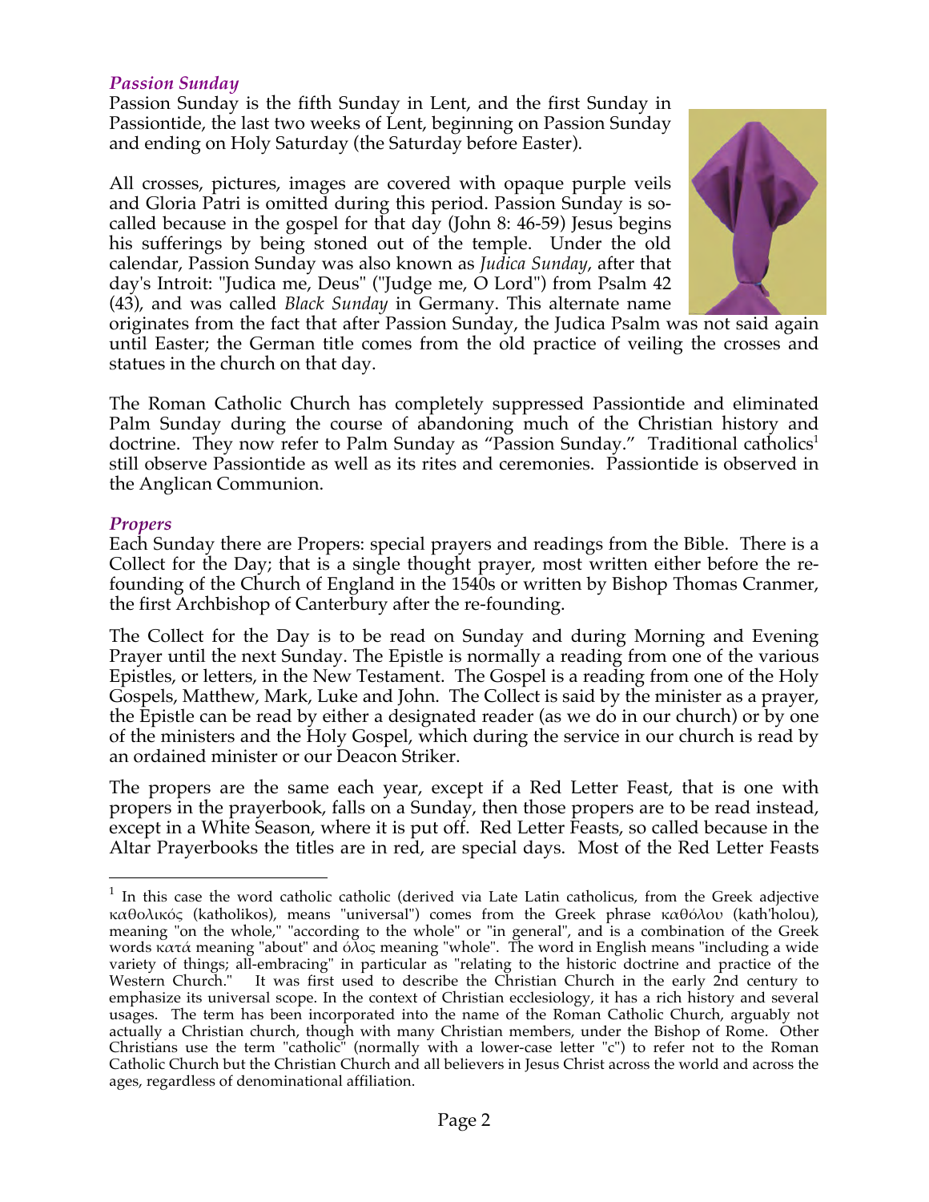### *Passion Sunday*

Passion Sunday is the fifth Sunday in Lent, and the first Sunday in Passiontide, the last two weeks of Lent, beginning on Passion Sunday and ending on Holy Saturday (the Saturday before Easter).

All crosses, pictures, images are covered with opaque purple veils and Gloria Patri is omitted during this period. Passion Sunday is so-called because in the gospel for that day (John 8: 46-59) Jesus begins his sufferings by being stoned out of the temple. Under the old calendar, Passion Sunday was also known as *Judica Sunday*, after that day's Introit: "Judica me, Deus" ("Judge me, O Lord") from Psalm 42 (43), and was called *Black Sunday* in Germany. This alternate name originates from the fact that after Passion Sunday, the Judica Psalm was not said again until Easter; the German title comes from the old practice of veiling the crosses and statues in the church on that day.

The Roman Catholic Church has completely suppressed Passiontide and eliminated Palm Sunday during the course of abandoning much of the Christian history and doctrine. They now refer to Palm Sunday as "Passion Sunday." Traditional catholics[1] still observe Passiontide as well as its rites and ceremonies. Passiontide is observed in the Anglican Communion.

### *Propers*

Each Sunday there are Propers: special prayers and readings from the Bible. There is a Collect for the Day; that is a single thought prayer, most written either before the re-founding of the Church of England in the 1540s or written by Bishop Thomas Cranmer, the first Archbishop of Canterbury after the re-founding.

The Collect for the Day is to be read on Sunday and during Morning and Evening Prayer until the next Sunday. The Epistle is normally a reading from one of the various Epistles, or letters, in the New Testament. The Gospel is a reading from one of the Holy Gospels, Matthew, Mark, Luke and John. The Collect is said by the minister as a prayer, the Epistle can be read by either a designated reader (as we do in our church) or by one of the ministers and the Holy Gospel, which during the service in our church is read by an ordained minister or our Deacon Striker.

The propers are the same each year, except if a Red Letter Feast, that is one with propers in the prayerbook, falls on a Sunday, then those propers are to be read instead, except in a White Season, where it is put off. Red Letter Feasts, so called because in the Altar Prayerbooks the titles are in red, are special days. Most of the Red Letter Feasts

---

[1] In this case the word catholic catholic (derived via Late Latin catholicus, from the Greek adjective καθολικός (katholikos), means "universal") comes from the Greek phrase καθόλου (kath'holou), meaning "on the whole," "according to the whole" or "in general", and is a combination of the Greek words κατά meaning "about" and όλος meaning "whole". The word in English means "including a wide variety of things; all-embracing" in particular as "relating to the historic doctrine and practice of the Western Church." It was first used to describe the Christian Church in the early 2nd century to emphasize its universal scope. In the context of Christian ecclesiology, it has a rich history and several usages. The term has been incorporated into the name of the Roman Catholic Church, arguably not actually a Christian church, though with many Christian members, under the Bishop of Rome. Other Christians use the term "catholic" (normally with a lower-case letter "c") to refer not to the Roman Catholic Church but the Christian Church and all believers in Jesus Christ across the world and across the ages, regardless of denominational affiliation.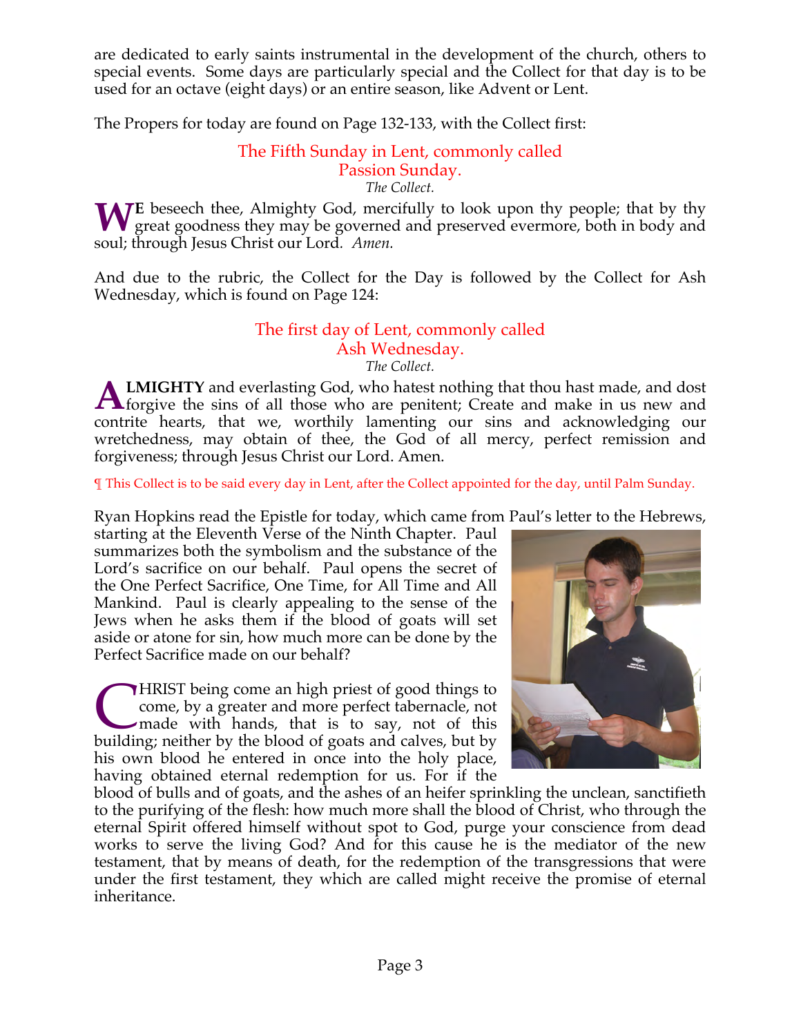are dedicated to early saints instrumental in the development of the church, others to special events. Some days are particularly special and the Collect for that day is to be used for an octave (eight days) or an entire season, like Advent or Lent.

The Propers for today are found on Page 132-133, with the Collect first:

### The Fifth Sunday in Lent, commonly called Passion Sunday.

*The Collect.*

**WE** beseech thee, Almighty God, mercifully to look upon thy people; that by thy great goodness they may be governed and preserved evermore, both in body and soul; through Jesus Christ our Lord. *Amen.*

And due to the rubric, the Collect for the Day is followed by the Collect for Ash Wednesday, which is found on Page 124:

### The first day of Lent, commonly called Ash Wednesday.

*The Collect.*

**ALMIGHTY** and everlasting God, who hatest nothing that thou hast made, and dost forgive the sins of all those who are penitent; Create and make in us new and contrite hearts, that we, worthily lamenting our sins and acknowledging our wretchedness, may obtain of thee, the God of all mercy, perfect remission and forgiveness; through Jesus Christ our Lord. Amen.

¶ This Collect is to be said every day in Lent, after the Collect appointed for the day, until Palm Sunday.

Ryan Hopkins read the Epistle for today, which came from Paul's letter to the Hebrews, starting at the Eleventh Verse of the Ninth Chapter. Paul summarizes both the symbolism and the substance of the Lord's sacrifice on our behalf. Paul opens the secret of the One Perfect Sacrifice, One Time, for All Time and All Mankind. Paul is clearly appealing to the sense of the Jews when he asks them if the blood of goats will set aside or atone for sin, how much more can be done by the Perfect Sacrifice made on our behalf?

CHRIST being come an high priest of good things to come, by a greater and more perfect tabernacle, not made with hands, that is to say, not of this building; neither by the blood of goats and calves, but by his own blood he entered in once into the holy place, having obtained eternal redemption for us. For if the blood of bulls and of goats, and the ashes of an heifer sprinkling the unclean, sanctifieth to the purifying of the flesh: how much more shall the blood of Christ, who through the eternal Spirit offered himself without spot to God, purge your conscience from dead works to serve the living God? And for this cause he is the mediator of the new testament, that by means of death, for the redemption of the transgressions that were under the first testament, they which are called might receive the promise of eternal inheritance.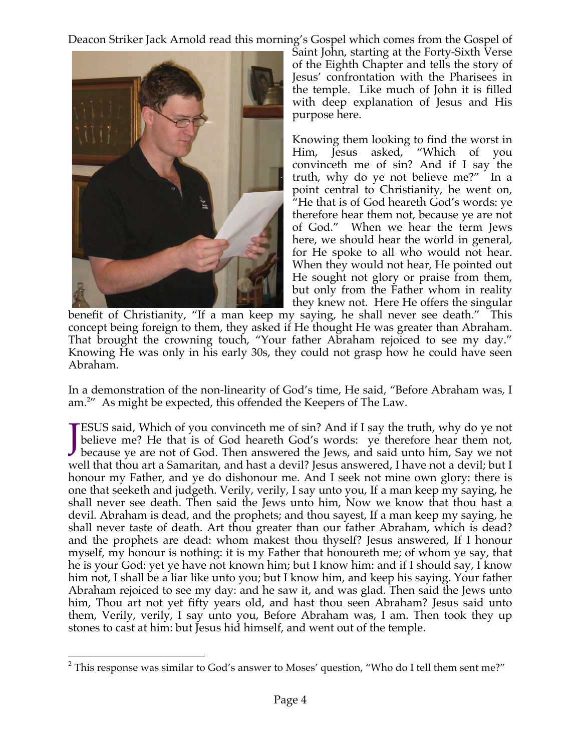Deacon Striker Jack Arnold read this morning's Gospel which comes from the Gospel of Saint John, starting at the Forty-Sixth Verse of the Eighth Chapter and tells the story of Jesus' confrontation with the Pharisees in the temple. Like much of John it is filled with deep explanation of Jesus and His purpose here.

Knowing them looking to find the worst in Him, Jesus asked, "Which of you convinceth me of sin? And if I say the truth, why do ye not believe me?" In a point central to Christianity, he went on, "He that is of God heareth God's words: ye therefore hear them not, because ye are not of God." When we hear the term Jews here, we should hear the world in general, for He spoke to all who would not hear. When they would not hear, He pointed out He sought not glory or praise from them, but only from the Father whom in reality they knew not. Here He offers the singular benefit of Christianity, "If a man keep my saying, he shall never see death." This concept being foreign to them, they asked if He thought He was greater than Abraham. That brought the crowning touch, "Your father Abraham rejoiced to see my day." Knowing He was only in his early 30s, they could not grasp how he could have seen Abraham.

In a demonstration of the non-linearity of God's time, He said, "Before Abraham was, I am.[2]" As might be expected, this offended the Keepers of The Law.

JESUS said, Which of you convinceth me of sin? And if I say the truth, why do ye not believe me? He that is of God heareth God's words: ye therefore hear them not, because ye are not of God. Then answered the Jews, and said unto him, Say we not well that thou art a Samaritan, and hast a devil? Jesus answered, I have not a devil; but I honour my Father, and ye do dishonour me. And I seek not mine own glory: there is one that seeketh and judgeth. Verily, verily, I say unto you, If a man keep my saying, he shall never see death. Then said the Jews unto him, Now we know that thou hast a devil. Abraham is dead, and the prophets; and thou sayest, If a man keep my saying, he shall never taste of death. Art thou greater than our father Abraham, which is dead? and the prophets are dead: whom makest thou thyself? Jesus answered, If I honour myself, my honour is nothing: it is my Father that honoureth me; of whom ye say, that he is your God: yet ye have not known him; but I know him: and if I should say, I know him not, I shall be a liar like unto you; but I know him, and keep his saying. Your father Abraham rejoiced to see my day: and he saw it, and was glad. Then said the Jews unto him, Thou art not yet fifty years old, and hast thou seen Abraham? Jesus said unto them, Verily, verily, I say unto you, Before Abraham was, I am. Then took they up stones to cast at him: but Jesus hid himself, and went out of the temple.

---

[2] This response was similar to God's answer to Moses' question, "Who do I tell them sent me?"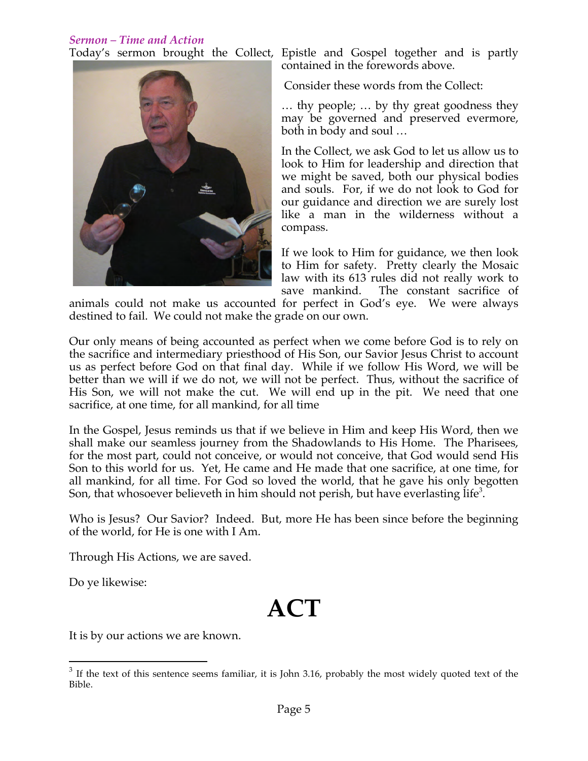*Sermon – Time and Action*

Today's sermon brought the Collect, Epistle and Gospel together and is partly contained in the forewords above.

Consider these words from the Collect:

… thy people; … by thy great goodness they may be governed and preserved evermore, both in body and soul …

In the Collect, we ask God to let us allow us to look to Him for leadership and direction that we might be saved, both our physical bodies and souls. For, if we do not look to God for our guidance and direction we are surely lost like a man in the wilderness without a compass.

If we look to Him for guidance, we then look to Him for safety. Pretty clearly the Mosaic law with its 613 rules did not really work to save mankind. The constant sacrifice of animals could not make us accounted for perfect in God's eye. We were always destined to fail. We could not make the grade on our own.

Our only means of being accounted as perfect when we come before God is to rely on the sacrifice and intermediary priesthood of His Son, our Savior Jesus Christ to account us as perfect before God on that final day. While if we follow His Word, we will be better than we will if we do not, we will not be perfect. Thus, without the sacrifice of His Son, we will not make the cut. We will end up in the pit. We need that one sacrifice, at one time, for all mankind, for all time

In the Gospel, Jesus reminds us that if we believe in Him and keep His Word, then we shall make our seamless journey from the Shadowlands to His Home. The Pharisees, for the most part, could not conceive, or would not conceive, that God would send His Son to this world for us. Yet, He came and He made that one sacrifice, at one time, for all mankind, for all time. For God so loved the world, that he gave his only begotten Son, that whosoever believeth in him should not perish, but have everlasting life[3].

Who is Jesus? Our Savior? Indeed. But, more He has been since before the beginning of the world, for He is one with I Am.

Through His Actions, we are saved.

Do ye likewise:

# ACT

It is by our actions we are known.

---

[3] If the text of this sentence seems familiar, it is John 3.16, probably the most widely quoted text of the Bible.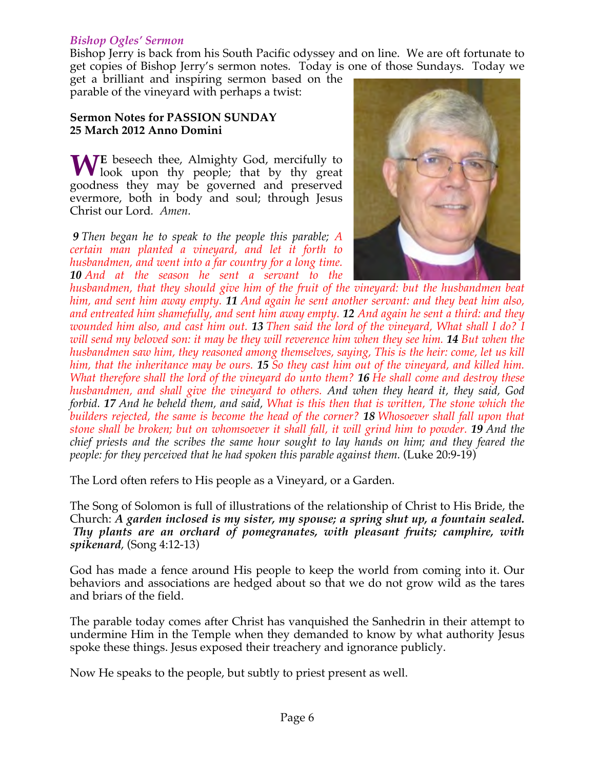*Bishop Ogles' Sermon*

Bishop Jerry is back from his South Pacific odyssey and on line. We are oft fortunate to get copies of Bishop Jerry's sermon notes. Today is one of those Sundays. Today we get a brilliant and inspiring sermon based on the parable of the vineyard with perhaps a twist:

**Sermon Notes for PASSION SUNDAY**
**25 March 2012 Anno Domini**

**WE** beseech thee, Almighty God, mercifully to look upon thy people; that by thy great goodness they may be governed and preserved evermore, both in body and soul; through Jesus Christ our Lord. *Amen.*

***9*** *Then began he to speak to the people this parable; A certain man planted a vineyard, and let it forth to husbandmen, and went into a far country for a long time.* ***10*** *And at the season he sent a servant to the husbandmen, that they should give him of the fruit of the vineyard: but the husbandmen beat him, and sent him away empty.* ***11*** *And again he sent another servant: and they beat him also, and entreated him shamefully, and sent him away empty.* ***12*** *And again he sent a third: and they wounded him also, and cast him out.* ***13*** *Then said the lord of the vineyard, What shall I do? I will send my beloved son: it may be they will reverence him when they see him.* ***14*** *But when the husbandmen saw him, they reasoned among themselves, saying, This is the heir: come, let us kill him, that the inheritance may be ours.* ***15*** *So they cast him out of the vineyard, and killed him. What therefore shall the lord of the vineyard do unto them?* ***16*** *He shall come and destroy these husbandmen, and shall give the vineyard to others. And when they heard it, they said, God forbid.* ***17*** *And he beheld them, and said, What is this then that is written, The stone which the builders rejected, the same is become the head of the corner?* ***18*** *Whosoever shall fall upon that stone shall be broken; but on whomsoever it shall fall, it will grind him to powder.* ***19*** *And the chief priests and the scribes the same hour sought to lay hands on him; and they feared the people: for they perceived that he had spoken this parable against them.* (Luke 20:9-19)

The Lord often refers to His people as a Vineyard, or a Garden.

The Song of Solomon is full of illustrations of the relationship of Christ to His Bride, the Church: ***A garden inclosed is my sister, my spouse; a spring shut up, a fountain sealed. Thy plants are an orchard of pomegranates, with pleasant fruits; camphire, with spikenard,*** (Song 4:12-13)

God has made a fence around His people to keep the world from coming into it. Our behaviors and associations are hedged about so that we do not grow wild as the tares and briars of the field.

The parable today comes after Christ has vanquished the Sanhedrin in their attempt to undermine Him in the Temple when they demanded to know by what authority Jesus spoke these things. Jesus exposed their treachery and ignorance publicly.

Now He speaks to the people, but subtly to priest present as well.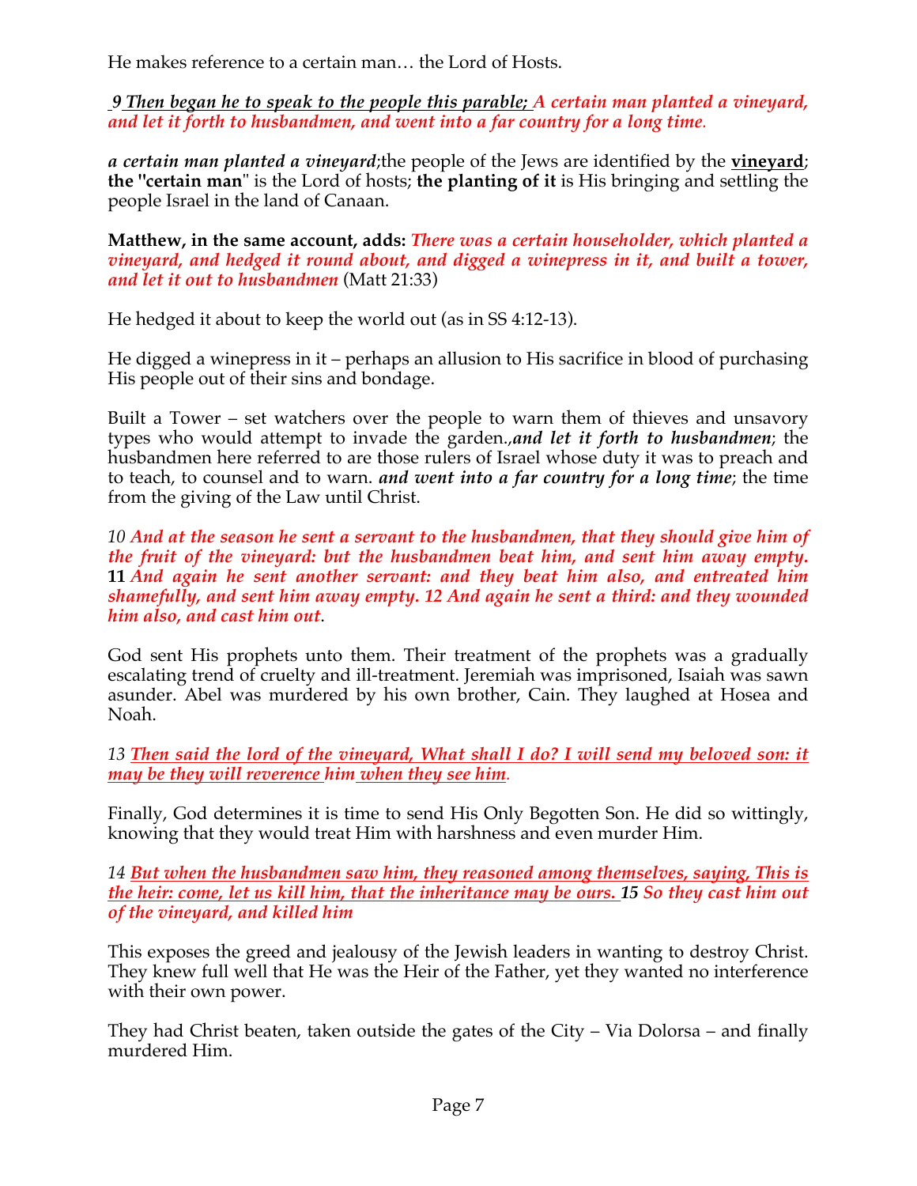He makes reference to a certain man… the Lord of Hosts.

*<u>9 Then began he to speak to the people this parable;</u> A certain man planted a vineyard, and let it forth to husbandmen, and went into a far country for a long time.*

***a certain man planted a vineyard***;the people of the Jews are identified by the **<u>vineyard</u>**; **the "certain man**" is the Lord of hosts; **the planting of it** is His bringing and settling the people Israel in the land of Canaan.

**Matthew, in the same account, adds:** ***There was a certain householder, which planted a vineyard, and hedged it round about, and digged a winepress in it, and built a tower, and let it out to husbandmen*** (Matt 21:33)

He hedged it about to keep the world out (as in SS 4:12-13).

He digged a winepress in it – perhaps an allusion to His sacrifice in blood of purchasing His people out of their sins and bondage.

Built a Tower – set watchers over the people to warn them of thieves and unsavory types who would attempt to invade the garden.,***and let it forth to husbandmen***; the husbandmen here referred to are those rulers of Israel whose duty it was to preach and to teach, to counsel and to warn. ***and went into a far country for a long time***; the time from the giving of the Law until Christ.

*10 And at the season he sent a servant to the husbandmen, that they should give him of the fruit of the vineyard: but the husbandmen beat him, and sent him away empty.* **11** *And again he sent another servant: and they beat him also, and entreated him shamefully, and sent him away empty. 12 And again he sent a third: and they wounded him also, and cast him out*.

God sent His prophets unto them. Their treatment of the prophets was a gradually escalating trend of cruelty and ill-treatment. Jeremiah was imprisoned, Isaiah was sawn asunder. Abel was murdered by his own brother, Cain. They laughed at Hosea and Noah.

*13 <u>Then said the lord of the vineyard, What shall I do? I will send my beloved son: it may be they will reverence</u> him <u>when they see him</u>.*

Finally, God determines it is time to send His Only Begotten Son. He did so wittingly, knowing that they would treat Him with harshness and even murder Him.

*14 <u>But when the husbandmen saw him, they reasoned among themselves, saying, This is the heir: come, let us kill him, that the inheritance may be ours.</u> 15 So they cast him out of the vineyard, and killed him*

This exposes the greed and jealousy of the Jewish leaders in wanting to destroy Christ. They knew full well that He was the Heir of the Father, yet they wanted no interference with their own power.

They had Christ beaten, taken outside the gates of the City – Via Dolorsa – and finally murdered Him.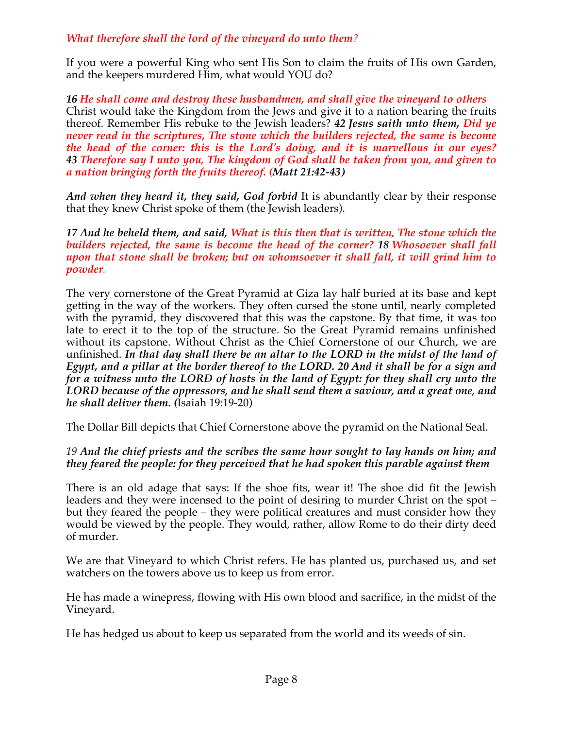***What therefore shall the lord of the vineyard do unto them?***

If you were a powerful King who sent His Son to claim the fruits of His own Garden, and the keepers murdered Him, what would YOU do?

***16 He shall come and destroy these husbandmen, and shall give the vineyard to others*** Christ would take the Kingdom from the Jews and give it to a nation bearing the fruits thereof. Remember His rebuke to the Jewish leaders? ***42 Jesus saith unto them, Did ye never read in the scriptures, The stone which the builders rejected, the same is become the head of the corner: this is the Lord's doing, and it is marvellous in our eyes? 43 Therefore say I unto you, The kingdom of God shall be taken from you, and given to a nation bringing forth the fruits thereof. (Matt 21:42-43)***

***And when they heard it, they said, God forbid*** It is abundantly clear by their response that they knew Christ spoke of them (the Jewish leaders).

***17 And he beheld them, and said, What is this then that is written, The stone which the builders rejected, the same is become the head of the corner? 18 Whosoever shall fall upon that stone shall be broken; but on whomsoever it shall fall, it will grind him to powder.***

The very cornerstone of the Great Pyramid at Giza lay half buried at its base and kept getting in the way of the workers. They often cursed the stone until, nearly completed with the pyramid, they discovered that this was the capstone. By that time, it was too late to erect it to the top of the structure. So the Great Pyramid remains unfinished without its capstone. Without Christ as the Chief Cornerstone of our Church, we are unfinished. ***In that day shall there be an altar to the LORD in the midst of the land of Egypt, and a pillar at the border thereof to the LORD. 20 And it shall be for a sign and for a witness unto the LORD of hosts in the land of Egypt: for they shall cry unto the LORD because of the oppressors, and he shall send them a saviour, and a great one, and he shall deliver them. (***Isaiah 19:19-20)

The Dollar Bill depicts that Chief Cornerstone above the pyramid on the National Seal.

*19* ***And the chief priests and the scribes the same hour sought to lay hands on him; and they feared the people: for they perceived that he had spoken this parable against them***

There is an old adage that says: If the shoe fits, wear it! The shoe did fit the Jewish leaders and they were incensed to the point of desiring to murder Christ on the spot – but they feared the people – they were political creatures and must consider how they would be viewed by the people. They would, rather, allow Rome to do their dirty deed of murder.

We are that Vineyard to which Christ refers. He has planted us, purchased us, and set watchers on the towers above us to keep us from error.

He has made a winepress, flowing with His own blood and sacrifice, in the midst of the Vineyard.

He has hedged us about to keep us separated from the world and its weeds of sin.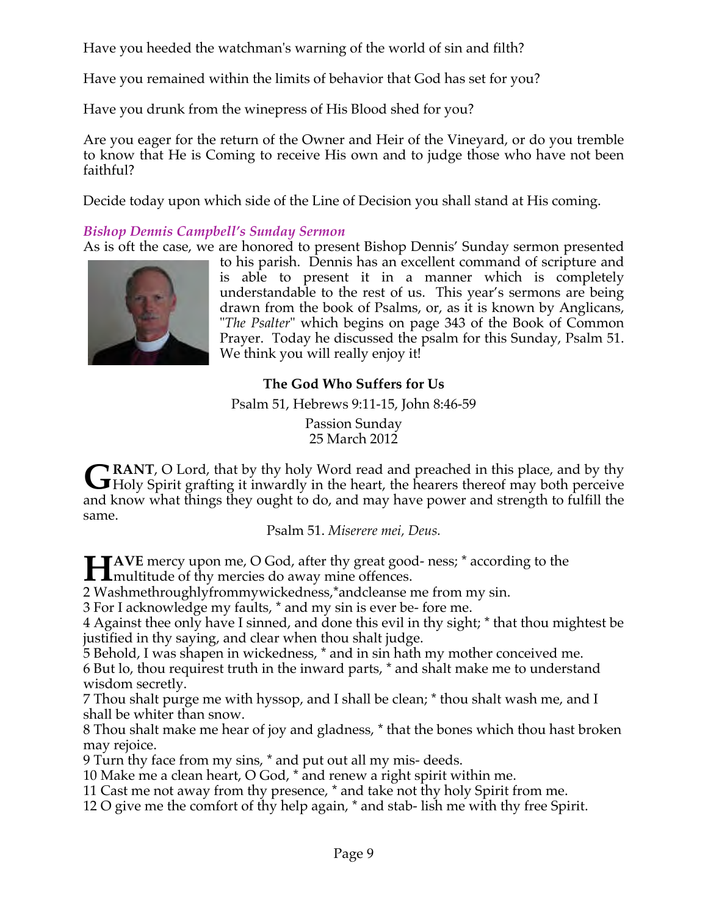Have you heeded the watchman's warning of the world of sin and filth?

Have you remained within the limits of behavior that God has set for you?

Have you drunk from the winepress of His Blood shed for you?

Are you eager for the return of the Owner and Heir of the Vineyard, or do you tremble to know that He is Coming to receive His own and to judge those who have not been faithful?

Decide today upon which side of the Line of Decision you shall stand at His coming.

### *Bishop Dennis Campbell's Sunday Sermon*

As is oft the case, we are honored to present Bishop Dennis' Sunday sermon presented to his parish. Dennis has an excellent command of scripture and is able to present it in a manner which is completely understandable to the rest of us. This year's sermons are being drawn from the book of Psalms, or, as it is known by Anglicans, "*The Psalter*" which begins on page 343 of the Book of Common Prayer. Today he discussed the psalm for this Sunday, Psalm 51. We think you will really enjoy it!

**The God Who Suffers for Us**

Psalm 51, Hebrews 9:11-15, John 8:46-59

Passion Sunday
25 March 2012

**GRANT**, O Lord, that by thy holy Word read and preached in this place, and by thy Holy Spirit grafting it inwardly in the heart, the hearers thereof may both perceive and know what things they ought to do, and may have power and strength to fulfill the same.

Psalm 51. *Miserere mei, Deus.*

**HAVE** mercy upon me, O God, after thy great goodness; * according to the multitude of thy mercies do away mine offences.
2 Wash me throughly from my wickedness, * and cleanse me from my sin.
3 For I acknowledge my faults, * and my sin is ever before me.
4 Against thee only have I sinned, and done this evil in thy sight; * that thou mightest be justified in thy saying, and clear when thou shalt judge.
5 Behold, I was shapen in wickedness, * and in sin hath my mother conceived me.
6 But lo, thou requirest truth in the inward parts, * and shalt make me to understand wisdom secretly.
7 Thou shalt purge me with hyssop, and I shall be clean; * thou shalt wash me, and I shall be whiter than snow.
8 Thou shalt make me hear of joy and gladness, * that the bones which thou hast broken may rejoice.
9 Turn thy face from my sins, * and put out all my misdeeds.
10 Make me a clean heart, O God, * and renew a right spirit within me.
11 Cast me not away from thy presence, * and take not thy holy Spirit from me.
12 O give me the comfort of thy help again, * and stablish me with thy free Spirit.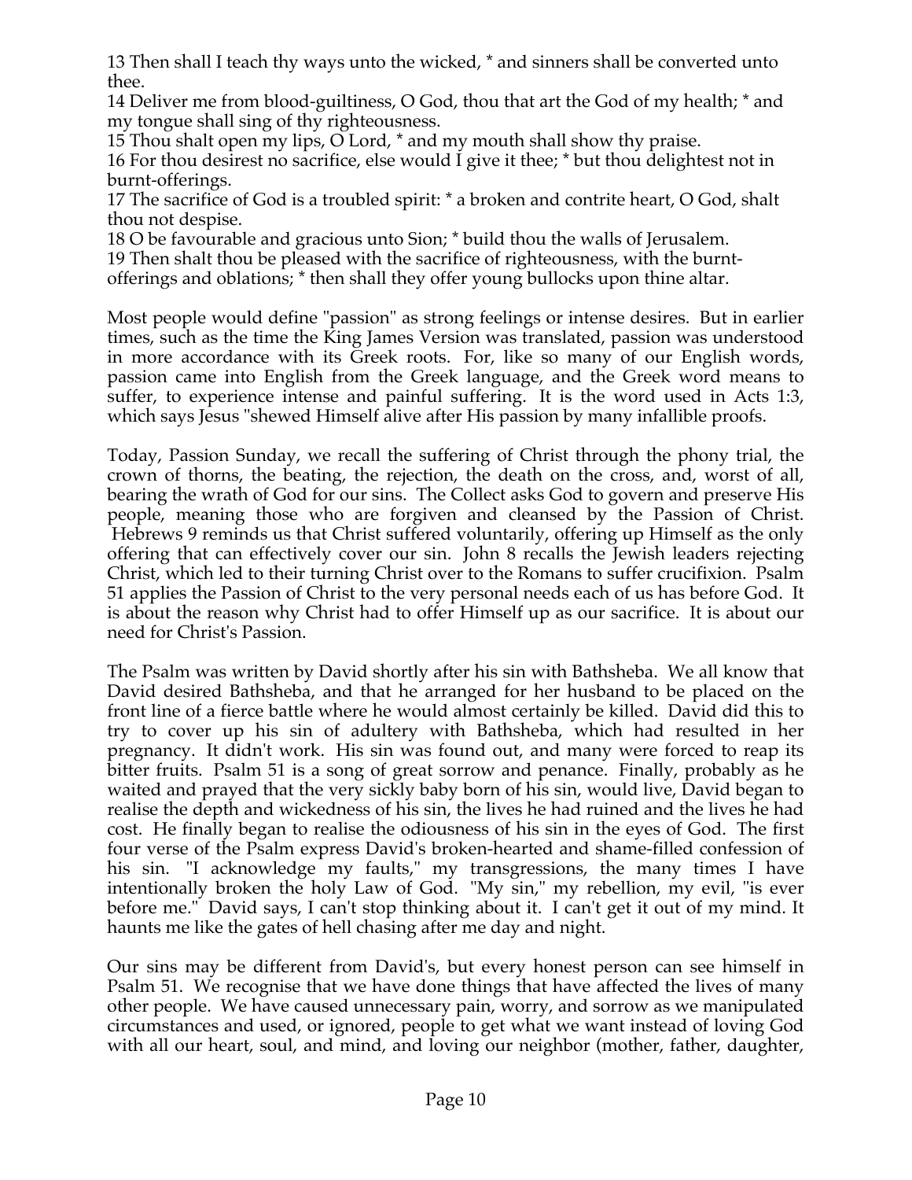13 Then shall I teach thy ways unto the wicked, * and sinners shall be converted unto thee.

14 Deliver me from blood-guiltiness, O God, thou that art the God of my health; * and my tongue shall sing of thy righteousness.

15 Thou shalt open my lips, O Lord, * and my mouth shall show thy praise.

16 For thou desirest no sacrifice, else would I give it thee; * but thou delightest not in burnt-offerings.

17 The sacrifice of God is a troubled spirit: * a broken and contrite heart, O God, shalt thou not despise.

18 O be favourable and gracious unto Sion; * build thou the walls of Jerusalem.

19 Then shalt thou be pleased with the sacrifice of righteousness, with the burnt-offerings and oblations; * then shall they offer young bullocks upon thine altar.

Most people would define "passion" as strong feelings or intense desires. But in earlier times, such as the time the King James Version was translated, passion was understood in more accordance with its Greek roots. For, like so many of our English words, passion came into English from the Greek language, and the Greek word means to suffer, to experience intense and painful suffering. It is the word used in Acts 1:3, which says Jesus "shewed Himself alive after His passion by many infallible proofs.

Today, Passion Sunday, we recall the suffering of Christ through the phony trial, the crown of thorns, the beating, the rejection, the death on the cross, and, worst of all, bearing the wrath of God for our sins. The Collect asks God to govern and preserve His people, meaning those who are forgiven and cleansed by the Passion of Christ. Hebrews 9 reminds us that Christ suffered voluntarily, offering up Himself as the only offering that can effectively cover our sin. John 8 recalls the Jewish leaders rejecting Christ, which led to their turning Christ over to the Romans to suffer crucifixion. Psalm 51 applies the Passion of Christ to the very personal needs each of us has before God. It is about the reason why Christ had to offer Himself up as our sacrifice. It is about our need for Christ's Passion.

The Psalm was written by David shortly after his sin with Bathsheba. We all know that David desired Bathsheba, and that he arranged for her husband to be placed on the front line of a fierce battle where he would almost certainly be killed. David did this to try to cover up his sin of adultery with Bathsheba, which had resulted in her pregnancy. It didn't work. His sin was found out, and many were forced to reap its bitter fruits. Psalm 51 is a song of great sorrow and penance. Finally, probably as he waited and prayed that the very sickly baby born of his sin, would live, David began to realise the depth and wickedness of his sin, the lives he had ruined and the lives he had cost. He finally began to realise the odiousness of his sin in the eyes of God. The first four verse of the Psalm express David's broken-hearted and shame-filled confession of his sin. "I acknowledge my faults," my transgressions, the many times I have intentionally broken the holy Law of God. "My sin," my rebellion, my evil, "is ever before me." David says, I can't stop thinking about it. I can't get it out of my mind. It haunts me like the gates of hell chasing after me day and night.

Our sins may be different from David's, but every honest person can see himself in Psalm 51. We recognise that we have done things that have affected the lives of many other people. We have caused unnecessary pain, worry, and sorrow as we manipulated circumstances and used, or ignored, people to get what we want instead of loving God with all our heart, soul, and mind, and loving our neighbor (mother, father, daughter,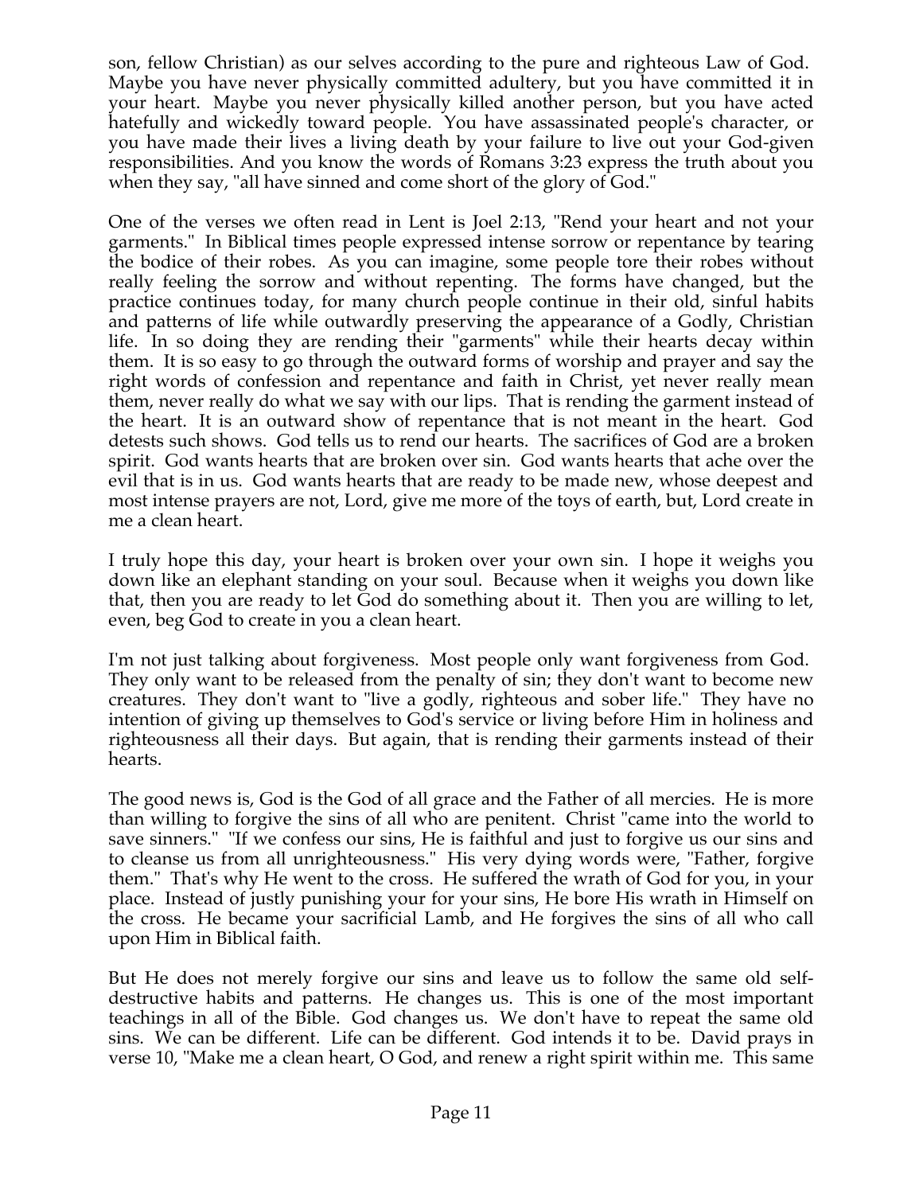son, fellow Christian) as our selves according to the pure and righteous Law of God. Maybe you have never physically committed adultery, but you have committed it in your heart. Maybe you never physically killed another person, but you have acted hatefully and wickedly toward people. You have assassinated people's character, or you have made their lives a living death by your failure to live out your God-given responsibilities. And you know the words of Romans 3:23 express the truth about you when they say, "all have sinned and come short of the glory of God."

One of the verses we often read in Lent is Joel 2:13, "Rend your heart and not your garments." In Biblical times people expressed intense sorrow or repentance by tearing the bodice of their robes. As you can imagine, some people tore their robes without really feeling the sorrow and without repenting. The forms have changed, but the practice continues today, for many church people continue in their old, sinful habits and patterns of life while outwardly preserving the appearance of a Godly, Christian life. In so doing they are rending their "garments" while their hearts decay within them. It is so easy to go through the outward forms of worship and prayer and say the right words of confession and repentance and faith in Christ, yet never really mean them, never really do what we say with our lips. That is rending the garment instead of the heart. It is an outward show of repentance that is not meant in the heart. God detests such shows. God tells us to rend our hearts. The sacrifices of God are a broken spirit. God wants hearts that are broken over sin. God wants hearts that ache over the evil that is in us. God wants hearts that are ready to be made new, whose deepest and most intense prayers are not, Lord, give me more of the toys of earth, but, Lord create in me a clean heart.

I truly hope this day, your heart is broken over your own sin. I hope it weighs you down like an elephant standing on your soul. Because when it weighs you down like that, then you are ready to let God do something about it. Then you are willing to let, even, beg God to create in you a clean heart.

I'm not just talking about forgiveness. Most people only want forgiveness from God. They only want to be released from the penalty of sin; they don't want to become new creatures. They don't want to "live a godly, righteous and sober life." They have no intention of giving up themselves to God's service or living before Him in holiness and righteousness all their days. But again, that is rending their garments instead of their hearts.

The good news is, God is the God of all grace and the Father of all mercies. He is more than willing to forgive the sins of all who are penitent. Christ "came into the world to save sinners." "If we confess our sins, He is faithful and just to forgive us our sins and to cleanse us from all unrighteousness." His very dying words were, "Father, forgive them." That's why He went to the cross. He suffered the wrath of God for you, in your place. Instead of justly punishing your for your sins, He bore His wrath in Himself on the cross. He became your sacrificial Lamb, and He forgives the sins of all who call upon Him in Biblical faith.

But He does not merely forgive our sins and leave us to follow the same old self-destructive habits and patterns. He changes us. This is one of the most important teachings in all of the Bible. God changes us. We don't have to repeat the same old sins. We can be different. Life can be different. God intends it to be. David prays in verse 10, "Make me a clean heart, O God, and renew a right spirit within me. This same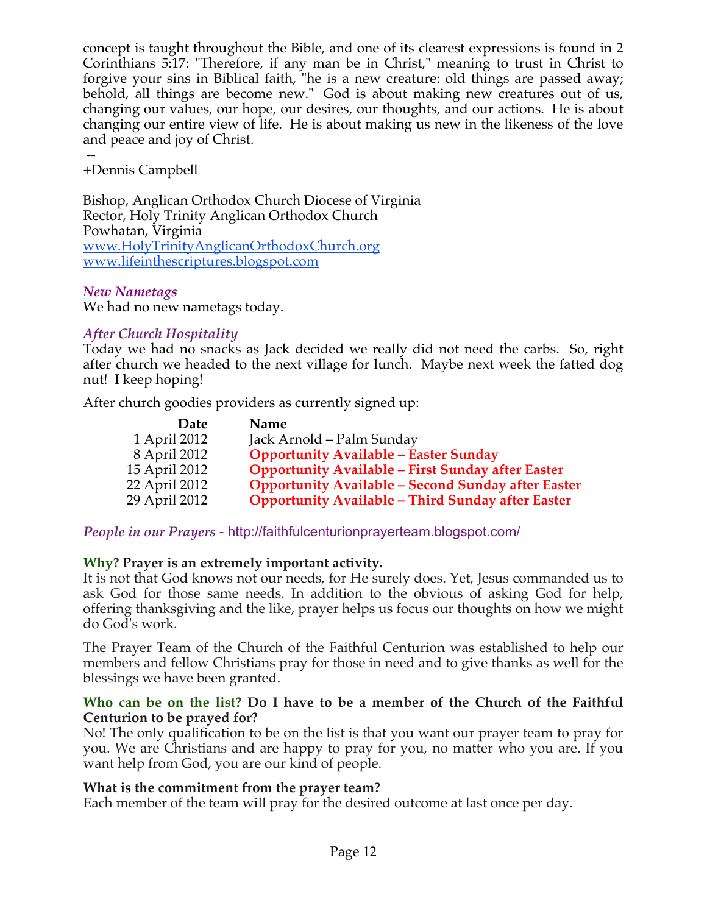concept is taught throughout the Bible, and one of its clearest expressions is found in 2 Corinthians 5:17: "Therefore, if any man be in Christ," meaning to trust in Christ to forgive your sins in Biblical faith, "he is a new creature: old things are passed away; behold, all things are become new." God is about making new creatures out of us, changing our values, our hope, our desires, our thoughts, and our actions. He is about changing our entire view of life. He is about making us new in the likeness of the love and peace and joy of Christ.

--
+Dennis Campbell

Bishop, Anglican Orthodox Church Diocese of Virginia
Rector, Holy Trinity Anglican Orthodox Church
Powhatan, Virginia
www.HolyTrinityAnglicanOrthodoxChurch.org
www.lifeinthescriptures.blogspot.com

### *New Nametags*

We had no new nametags today.

### *After Church Hospitality*

Today we had no snacks as Jack decided we really did not need the carbs. So, right after church we headed to the next village for lunch. Maybe next week the fatted dog nut! I keep hoping!

After church goodies providers as currently signed up:

| Date | Name |
|---|---|
| 1 April 2012 | Jack Arnold – Palm Sunday |
| 8 April 2012 | **Opportunity Available – Easter Sunday** |
| 15 April 2012 | **Opportunity Available – First Sunday after Easter** |
| 22 April 2012 | **Opportunity Available – Second Sunday after Easter** |
| 29 April 2012 | **Opportunity Available – Third Sunday after Easter** |

### *People in our Prayers* - http://faithfulcenturionprayerteam.blogspot.com/

**Why? Prayer is an extremely important activity.**
It is not that God knows not our needs, for He surely does. Yet, Jesus commanded us to ask God for those same needs. In addition to the obvious of asking God for help, offering thanksgiving and the like, prayer helps us focus our thoughts on how we might do God's work.

The Prayer Team of the Church of the Faithful Centurion was established to help our members and fellow Christians pray for those in need and to give thanks as well for the blessings we have been granted.

**Who can be on the list? Do I have to be a member of the Church of the Faithful Centurion to be prayed for?**
No! The only qualification to be on the list is that you want our prayer team to pray for you. We are Christians and are happy to pray for you, no matter who you are. If you want help from God, you are our kind of people.

**What is the commitment from the prayer team?**
Each member of the team will pray for the desired outcome at last once per day.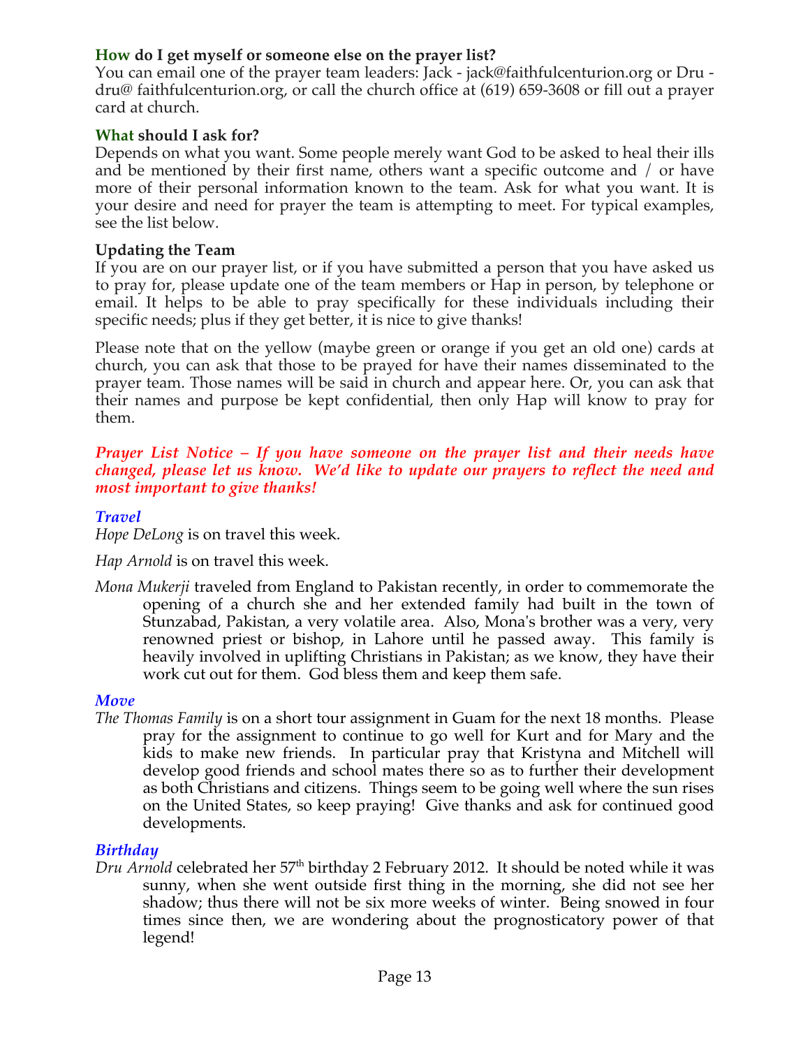**How do I get myself or someone else on the prayer list?**
You can email one of the prayer team leaders: Jack - jack@faithfulcenturion.org or Dru - dru@ faithfulcenturion.org, or call the church office at (619) 659-3608 or fill out a prayer card at church.

**What should I ask for?**
Depends on what you want. Some people merely want God to be asked to heal their ills and be mentioned by their first name, others want a specific outcome and / or have more of their personal information known to the team. Ask for what you want. It is your desire and need for prayer the team is attempting to meet. For typical examples, see the list below.

**Updating the Team**
If you are on our prayer list, or if you have submitted a person that you have asked us to pray for, please update one of the team members or Hap in person, by telephone or email. It helps to be able to pray specifically for these individuals including their specific needs; plus if they get better, it is nice to give thanks!

Please note that on the yellow (maybe green or orange if you get an old one) cards at church, you can ask that those to be prayed for have their names disseminated to the prayer team. Those names will be said in church and appear here. Or, you can ask that their names and purpose be kept confidential, then only Hap will know to pray for them.

***Prayer List Notice – If you have someone on the prayer list and their needs have changed, please let us know. We'd like to update our prayers to reflect the need and most important to give thanks!***

***Travel***

*Hope DeLong* is on travel this week.

*Hap Arnold* is on travel this week.

*Mona Mukerji* traveled from England to Pakistan recently, in order to commemorate the opening of a church she and her extended family had built in the town of Stunzabad, Pakistan, a very volatile area. Also, Mona's brother was a very, very renowned priest or bishop, in Lahore until he passed away. This family is heavily involved in uplifting Christians in Pakistan; as we know, they have their work cut out for them. God bless them and keep them safe.

***Move***

*The Thomas Family* is on a short tour assignment in Guam for the next 18 months. Please pray for the assignment to continue to go well for Kurt and for Mary and the kids to make new friends. In particular pray that Kristyna and Mitchell will develop good friends and school mates there so as to further their development as both Christians and citizens. Things seem to be going well where the sun rises on the United States, so keep praying! Give thanks and ask for continued good developments.

***Birthday***

*Dru Arnold* celebrated her 57th birthday 2 February 2012. It should be noted while it was sunny, when she went outside first thing in the morning, she did not see her shadow; thus there will not be six more weeks of winter. Being snowed in four times since then, we are wondering about the prognosticatory power of that legend!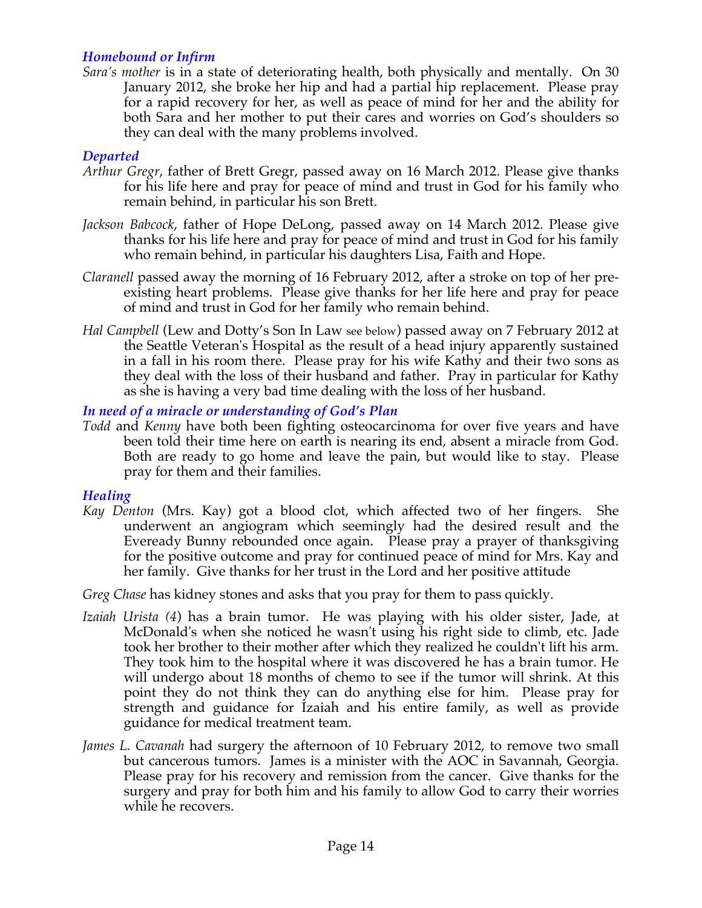### *Homebound or Infirm*

*Sara's mother* is in a state of deteriorating health, both physically and mentally. On 30 January 2012, she broke her hip and had a partial hip replacement. Please pray for a rapid recovery for her, as well as peace of mind for her and the ability for both Sara and her mother to put their cares and worries on God's shoulders so they can deal with the many problems involved.

### *Departed*

*Arthur Gregr*, father of Brett Gregr, passed away on 16 March 2012. Please give thanks for his life here and pray for peace of mind and trust in God for his family who remain behind, in particular his son Brett.

*Jackson Babcock*, father of Hope DeLong, passed away on 14 March 2012. Please give thanks for his life here and pray for peace of mind and trust in God for his family who remain behind, in particular his daughters Lisa, Faith and Hope.

*Claranell* passed away the morning of 16 February 2012, after a stroke on top of her pre-existing heart problems. Please give thanks for her life here and pray for peace of mind and trust in God for her family who remain behind.

*Hal Campbell* (Lew and Dotty's Son In Law see below) passed away on 7 February 2012 at the Seattle Veteran's Hospital as the result of a head injury apparently sustained in a fall in his room there. Please pray for his wife Kathy and their two sons as they deal with the loss of their husband and father. Pray in particular for Kathy as she is having a very bad time dealing with the loss of her husband.

### *In need of a miracle or understanding of God's Plan*

*Todd* and *Kenny* have both been fighting osteocarcinoma for over five years and have been told their time here on earth is nearing its end, absent a miracle from God. Both are ready to go home and leave the pain, but would like to stay. Please pray for them and their families.

### *Healing*

*Kay Denton* (Mrs. Kay) got a blood clot, which affected two of her fingers. She underwent an angiogram which seemingly had the desired result and the Eveready Bunny rebounded once again. Please pray a prayer of thanksgiving for the positive outcome and pray for continued peace of mind for Mrs. Kay and her family. Give thanks for her trust in the Lord and her positive attitude

*Greg Chase* has kidney stones and asks that you pray for them to pass quickly.

*Izaiah Urista (4)* has a brain tumor. He was playing with his older sister, Jade, at McDonald's when she noticed he wasn't using his right side to climb, etc. Jade took her brother to their mother after which they realized he couldn't lift his arm. They took him to the hospital where it was discovered he has a brain tumor. He will undergo about 18 months of chemo to see if the tumor will shrink. At this point they do not think they can do anything else for him. Please pray for strength and guidance for Izaiah and his entire family, as well as provide guidance for medical treatment team.

*James L. Cavanah* had surgery the afternoon of 10 February 2012, to remove two small but cancerous tumors. James is a minister with the AOC in Savannah, Georgia. Please pray for his recovery and remission from the cancer. Give thanks for the surgery and pray for both him and his family to allow God to carry their worries while he recovers.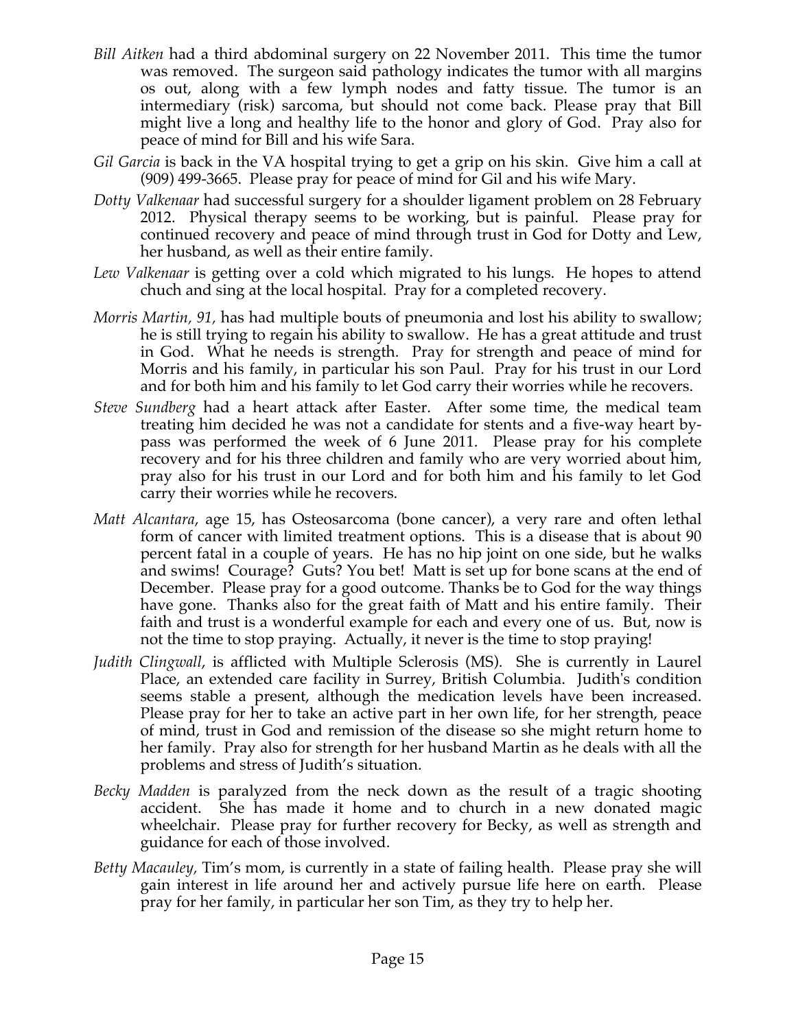*Bill Aitken* had a third abdominal surgery on 22 November 2011. This time the tumor was removed. The surgeon said pathology indicates the tumor with all margins os out, along with a few lymph nodes and fatty tissue. The tumor is an intermediary (risk) sarcoma, but should not come back. Please pray that Bill might live a long and healthy life to the honor and glory of God. Pray also for peace of mind for Bill and his wife Sara.

*Gil Garcia* is back in the VA hospital trying to get a grip on his skin. Give him a call at (909) 499-3665. Please pray for peace of mind for Gil and his wife Mary.

*Dotty Valkenaar* had successful surgery for a shoulder ligament problem on 28 February 2012. Physical therapy seems to be working, but is painful. Please pray for continued recovery and peace of mind through trust in God for Dotty and Lew, her husband, as well as their entire family.

*Lew Valkenaar* is getting over a cold which migrated to his lungs. He hopes to attend chuch and sing at the local hospital. Pray for a completed recovery.

*Morris Martin, 91,* has had multiple bouts of pneumonia and lost his ability to swallow; he is still trying to regain his ability to swallow. He has a great attitude and trust in God. What he needs is strength. Pray for strength and peace of mind for Morris and his family, in particular his son Paul. Pray for his trust in our Lord and for both him and his family to let God carry their worries while he recovers.

*Steve Sundberg* had a heart attack after Easter. After some time, the medical team treating him decided he was not a candidate for stents and a five-way heart bypass was performed the week of 6 June 2011. Please pray for his complete recovery and for his three children and family who are very worried about him, pray also for his trust in our Lord and for both him and his family to let God carry their worries while he recovers.

*Matt Alcantara*, age 15, has Osteosarcoma (bone cancer), a very rare and often lethal form of cancer with limited treatment options. This is a disease that is about 90 percent fatal in a couple of years. He has no hip joint on one side, but he walks and swims! Courage? Guts? You bet! Matt is set up for bone scans at the end of December. Please pray for a good outcome. Thanks be to God for the way things have gone. Thanks also for the great faith of Matt and his entire family. Their faith and trust is a wonderful example for each and every one of us. But, now is not the time to stop praying. Actually, it never is the time to stop praying!

*Judith Clingwall*, is afflicted with Multiple Sclerosis (MS). She is currently in Laurel Place, an extended care facility in Surrey, British Columbia. Judith's condition seems stable a present, although the medication levels have been increased. Please pray for her to take an active part in her own life, for her strength, peace of mind, trust in God and remission of the disease so she might return home to her family. Pray also for strength for her husband Martin as he deals with all the problems and stress of Judith's situation.

*Becky Madden* is paralyzed from the neck down as the result of a tragic shooting accident. She has made it home and to church in a new donated magic wheelchair. Please pray for further recovery for Becky, as well as strength and guidance for each of those involved.

*Betty Macauley,* Tim's mom, is currently in a state of failing health. Please pray she will gain interest in life around her and actively pursue life here on earth. Please pray for her family, in particular her son Tim, as they try to help her.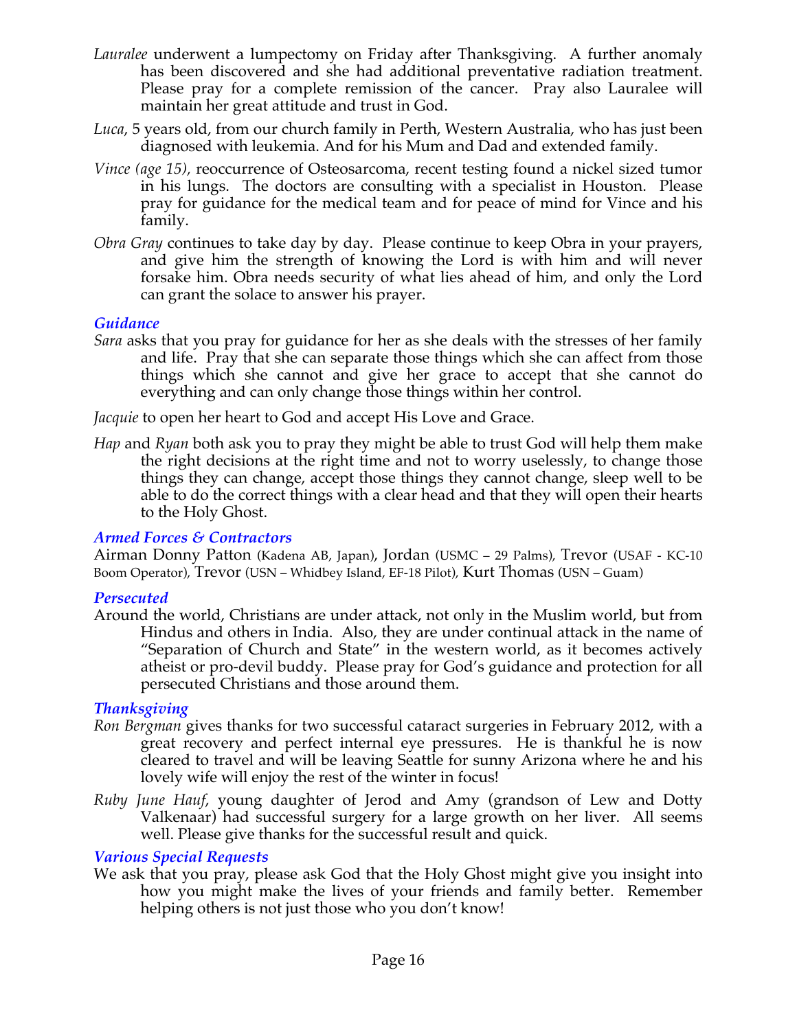*Lauralee* underwent a lumpectomy on Friday after Thanksgiving. A further anomaly has been discovered and she had additional preventative radiation treatment. Please pray for a complete remission of the cancer. Pray also Lauralee will maintain her great attitude and trust in God.

*Luca*, 5 years old, from our church family in Perth, Western Australia, who has just been diagnosed with leukemia. And for his Mum and Dad and extended family.

*Vince (age 15)*, reoccurrence of Osteosarcoma, recent testing found a nickel sized tumor in his lungs. The doctors are consulting with a specialist in Houston. Please pray for guidance for the medical team and for peace of mind for Vince and his family.

*Obra Gray* continues to take day by day. Please continue to keep Obra in your prayers, and give him the strength of knowing the Lord is with him and will never forsake him. Obra needs security of what lies ahead of him, and only the Lord can grant the solace to answer his prayer.

### *Guidance*

*Sara* asks that you pray for guidance for her as she deals with the stresses of her family and life. Pray that she can separate those things which she can affect from those things which she cannot and give her grace to accept that she cannot do everything and can only change those things within her control.

*Jacquie* to open her heart to God and accept His Love and Grace.

*Hap* and *Ryan* both ask you to pray they might be able to trust God will help them make the right decisions at the right time and not to worry uselessly, to change those things they can change, accept those things they cannot change, sleep well to be able to do the correct things with a clear head and that they will open their hearts to the Holy Ghost.

### *Armed Forces & Contractors*

Airman Donny Patton (Kadena AB, Japan), Jordan (USMC – 29 Palms), Trevor (USAF - KC-10 Boom Operator), Trevor (USN – Whidbey Island, EF-18 Pilot), Kurt Thomas (USN – Guam)

### *Persecuted*

Around the world, Christians are under attack, not only in the Muslim world, but from Hindus and others in India. Also, they are under continual attack in the name of "Separation of Church and State" in the western world, as it becomes actively atheist or pro-devil buddy. Please pray for God's guidance and protection for all persecuted Christians and those around them.

### *Thanksgiving*

*Ron Bergman* gives thanks for two successful cataract surgeries in February 2012, with a great recovery and perfect internal eye pressures. He is thankful he is now cleared to travel and will be leaving Seattle for sunny Arizona where he and his lovely wife will enjoy the rest of the winter in focus!

*Ruby June Hauf*, young daughter of Jerod and Amy (grandson of Lew and Dotty Valkenaar) had successful surgery for a large growth on her liver. All seems well. Please give thanks for the successful result and quick.

### *Various Special Requests*

We ask that you pray, please ask God that the Holy Ghost might give you insight into how you might make the lives of your friends and family better. Remember helping others is not just those who you don't know!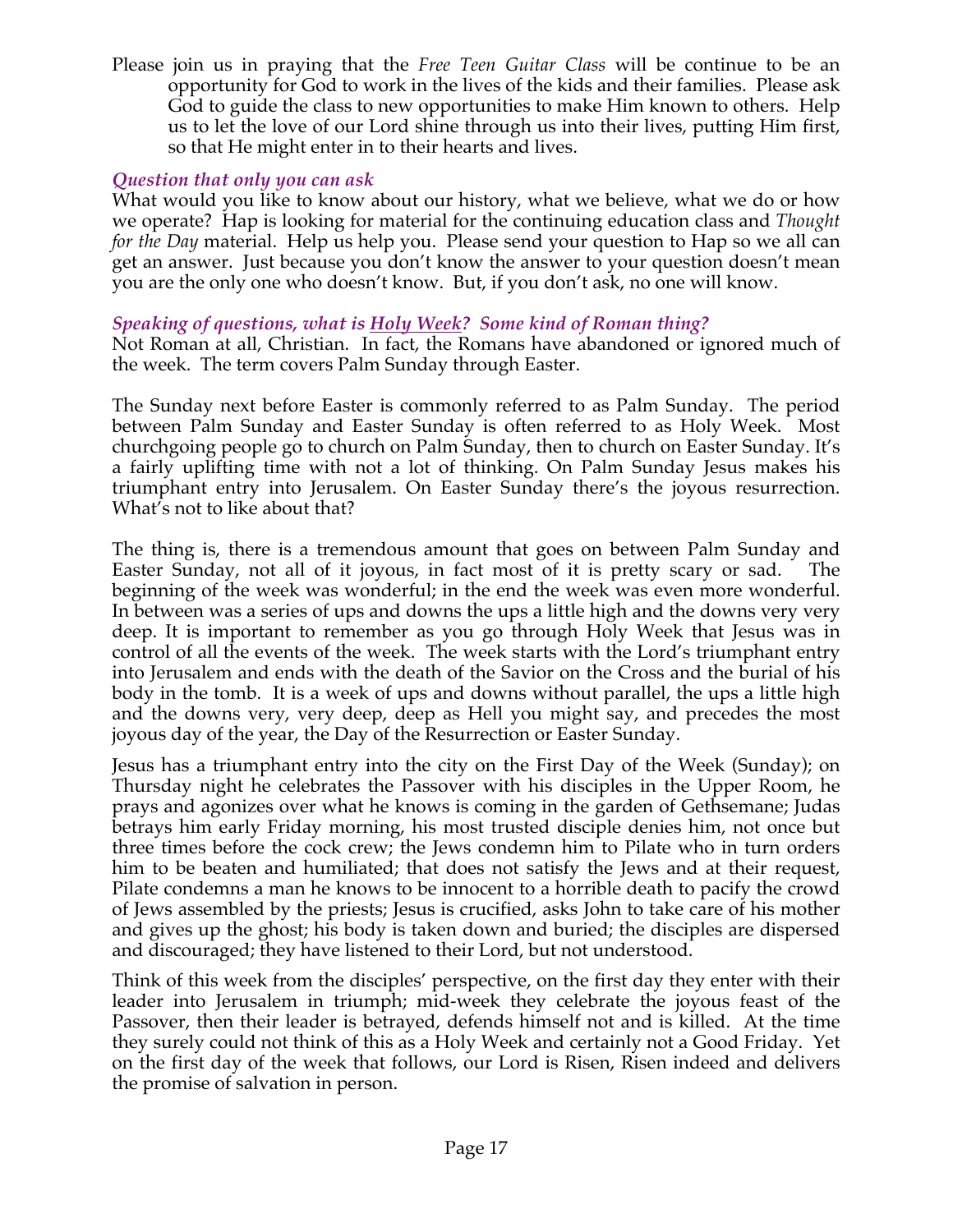Please join us in praying that the *Free Teen Guitar Class* will be continue to be an opportunity for God to work in the lives of the kids and their families. Please ask God to guide the class to new opportunities to make Him known to others. Help us to let the love of our Lord shine through us into their lives, putting Him first, so that He might enter in to their hearts and lives.

### *Question that only you can ask*

What would you like to know about our history, what we believe, what we do or how we operate? Hap is looking for material for the continuing education class and *Thought for the Day* material. Help us help you. Please send your question to Hap so we all can get an answer. Just because you don't know the answer to your question doesn't mean you are the only one who doesn't know. But, if you don't ask, no one will know.

### *Speaking of questions, what is <u>Holy Week</u>? Some kind of Roman thing?*

Not Roman at all, Christian. In fact, the Romans have abandoned or ignored much of the week. The term covers Palm Sunday through Easter.

The Sunday next before Easter is commonly referred to as Palm Sunday. The period between Palm Sunday and Easter Sunday is often referred to as Holy Week. Most churchgoing people go to church on Palm Sunday, then to church on Easter Sunday. It's a fairly uplifting time with not a lot of thinking. On Palm Sunday Jesus makes his triumphant entry into Jerusalem. On Easter Sunday there's the joyous resurrection. What's not to like about that?

The thing is, there is a tremendous amount that goes on between Palm Sunday and Easter Sunday, not all of it joyous, in fact most of it is pretty scary or sad. The beginning of the week was wonderful; in the end the week was even more wonderful. In between was a series of ups and downs the ups a little high and the downs very very deep. It is important to remember as you go through Holy Week that Jesus was in control of all the events of the week. The week starts with the Lord's triumphant entry into Jerusalem and ends with the death of the Savior on the Cross and the burial of his body in the tomb. It is a week of ups and downs without parallel, the ups a little high and the downs very, very deep, deep as Hell you might say, and precedes the most joyous day of the year, the Day of the Resurrection or Easter Sunday.

Jesus has a triumphant entry into the city on the First Day of the Week (Sunday); on Thursday night he celebrates the Passover with his disciples in the Upper Room, he prays and agonizes over what he knows is coming in the garden of Gethsemane; Judas betrays him early Friday morning, his most trusted disciple denies him, not once but three times before the cock crew; the Jews condemn him to Pilate who in turn orders him to be beaten and humiliated; that does not satisfy the Jews and at their request, Pilate condemns a man he knows to be innocent to a horrible death to pacify the crowd of Jews assembled by the priests; Jesus is crucified, asks John to take care of his mother and gives up the ghost; his body is taken down and buried; the disciples are dispersed and discouraged; they have listened to their Lord, but not understood.

Think of this week from the disciples' perspective, on the first day they enter with their leader into Jerusalem in triumph; mid-week they celebrate the joyous feast of the Passover, then their leader is betrayed, defends himself not and is killed. At the time they surely could not think of this as a Holy Week and certainly not a Good Friday. Yet on the first day of the week that follows, our Lord is Risen, Risen indeed and delivers the promise of salvation in person.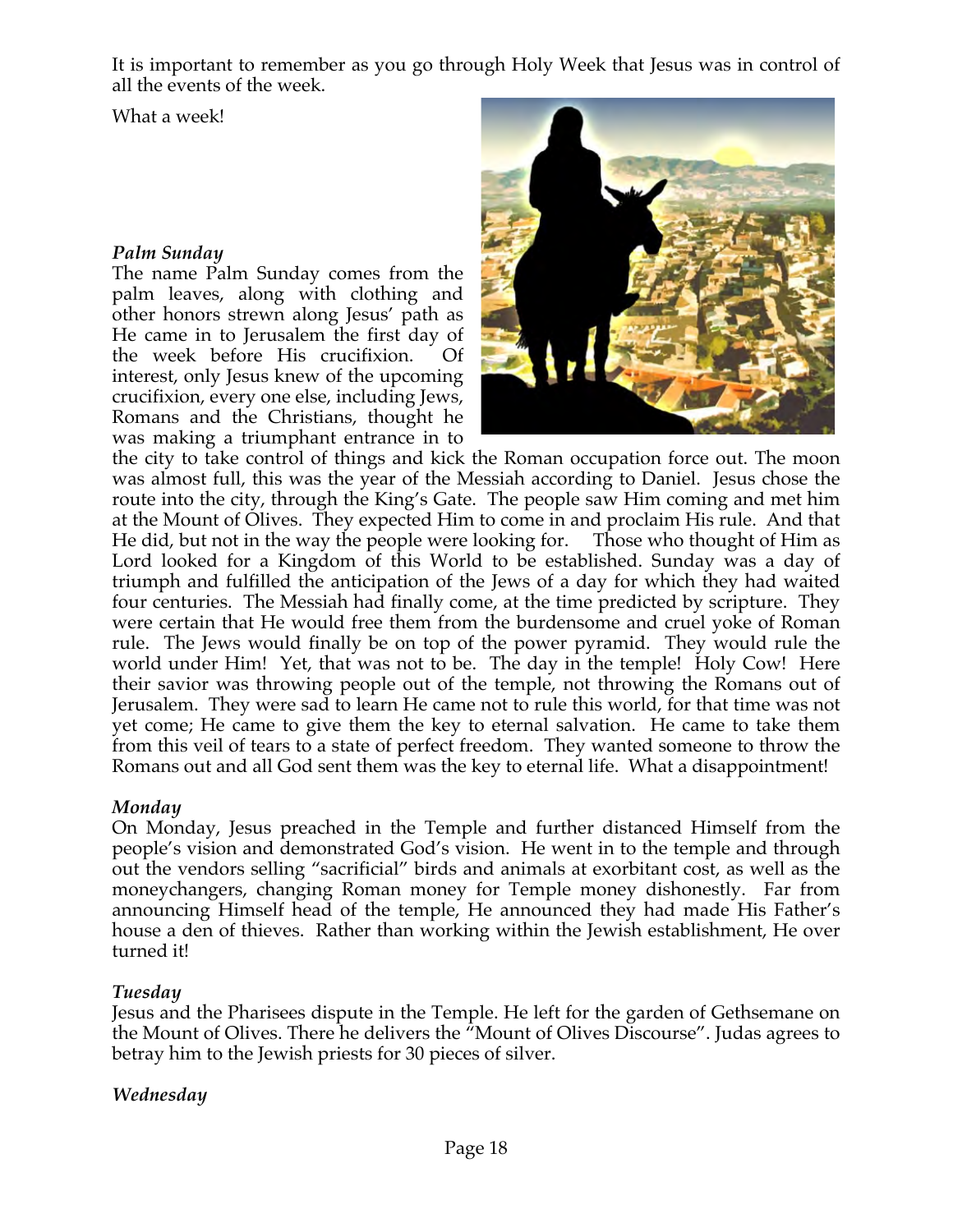It is important to remember as you go through Holy Week that Jesus was in control of all the events of the week.

What a week!

***Palm Sunday***

The name Palm Sunday comes from the palm leaves, along with clothing and other honors strewn along Jesus' path as He came in to Jerusalem the first day of the week before His crucifixion. Of interest, only Jesus knew of the upcoming crucifixion, every one else, including Jews, Romans and the Christians, thought he was making a triumphant entrance in to the city to take control of things and kick the Roman occupation force out. The moon was almost full, this was the year of the Messiah according to Daniel. Jesus chose the route into the city, through the King's Gate. The people saw Him coming and met him at the Mount of Olives. They expected Him to come in and proclaim His rule. And that He did, but not in the way the people were looking for. Those who thought of Him as Lord looked for a Kingdom of this World to be established. Sunday was a day of triumph and fulfilled the anticipation of the Jews of a day for which they had waited four centuries. The Messiah had finally come, at the time predicted by scripture. They were certain that He would free them from the burdensome and cruel yoke of Roman rule. The Jews would finally be on top of the power pyramid. They would rule the world under Him! Yet, that was not to be. The day in the temple! Holy Cow! Here their savior was throwing people out of the temple, not throwing the Romans out of Jerusalem. They were sad to learn He came not to rule this world, for that time was not yet come; He came to give them the key to eternal salvation. He came to take them from this veil of tears to a state of perfect freedom. They wanted someone to throw the Romans out and all God sent them was the key to eternal life. What a disappointment!

***Monday***

On Monday, Jesus preached in the Temple and further distanced Himself from the people's vision and demonstrated God's vision. He went in to the temple and through out the vendors selling "sacrificial" birds and animals at exorbitant cost, as well as the moneychangers, changing Roman money for Temple money dishonestly. Far from announcing Himself head of the temple, He announced they had made His Father's house a den of thieves. Rather than working within the Jewish establishment, He over turned it!

***Tuesday***

Jesus and the Pharisees dispute in the Temple. He left for the garden of Gethsemane on the Mount of Olives. There he delivers the "Mount of Olives Discourse". Judas agrees to betray him to the Jewish priests for 30 pieces of silver.

***Wednesday***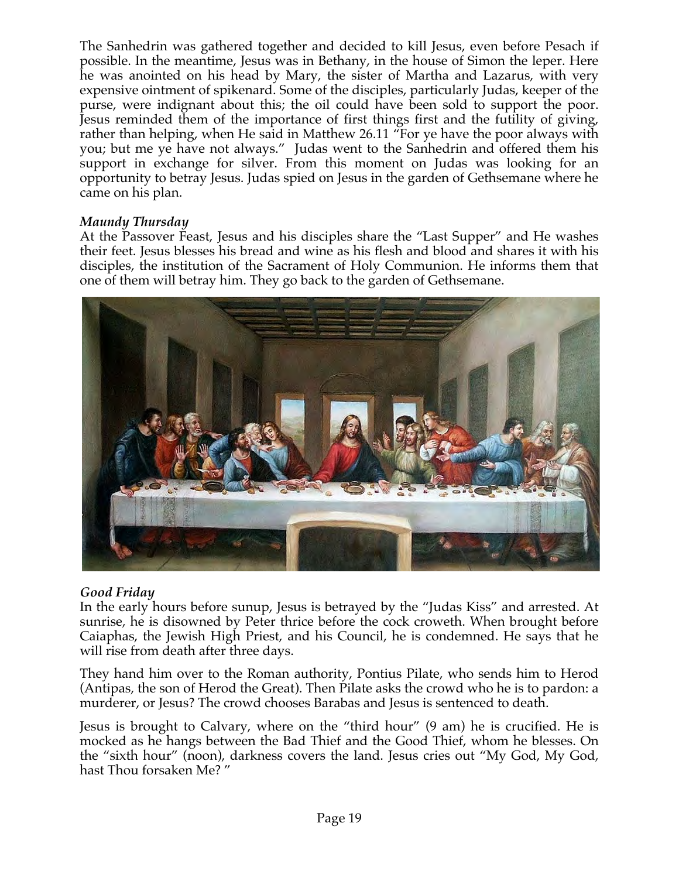The Sanhedrin was gathered together and decided to kill Jesus, even before Pesach if possible. In the meantime, Jesus was in Bethany, in the house of Simon the leper. Here he was anointed on his head by Mary, the sister of Martha and Lazarus, with very expensive ointment of spikenard. Some of the disciples, particularly Judas, keeper of the purse, were indignant about this; the oil could have been sold to support the poor. Jesus reminded them of the importance of first things first and the futility of giving, rather than helping, when He said in Matthew 26.11 "For ye have the poor always with you; but me ye have not always." Judas went to the Sanhedrin and offered them his support in exchange for silver. From this moment on Judas was looking for an opportunity to betray Jesus. Judas spied on Jesus in the garden of Gethsemane where he came on his plan.

***Maundy Thursday***

At the Passover Feast, Jesus and his disciples share the "Last Supper" and He washes their feet. Jesus blesses his bread and wine as his flesh and blood and shares it with his disciples, the institution of the Sacrament of Holy Communion. He informs them that one of them will betray him. They go back to the garden of Gethsemane.

***Good Friday***

In the early hours before sunup, Jesus is betrayed by the "Judas Kiss" and arrested. At sunrise, he is disowned by Peter thrice before the cock croweth. When brought before Caiaphas, the Jewish High Priest, and his Council, he is condemned. He says that he will rise from death after three days.

They hand him over to the Roman authority, Pontius Pilate, who sends him to Herod (Antipas, the son of Herod the Great). Then Pilate asks the crowd who he is to pardon: a murderer, or Jesus? The crowd chooses Barabas and Jesus is sentenced to death.

Jesus is brought to Calvary, where on the "third hour" (9 am) he is crucified. He is mocked as he hangs between the Bad Thief and the Good Thief, whom he blesses. On the "sixth hour" (noon), darkness covers the land. Jesus cries out "My God, My God, hast Thou forsaken Me? "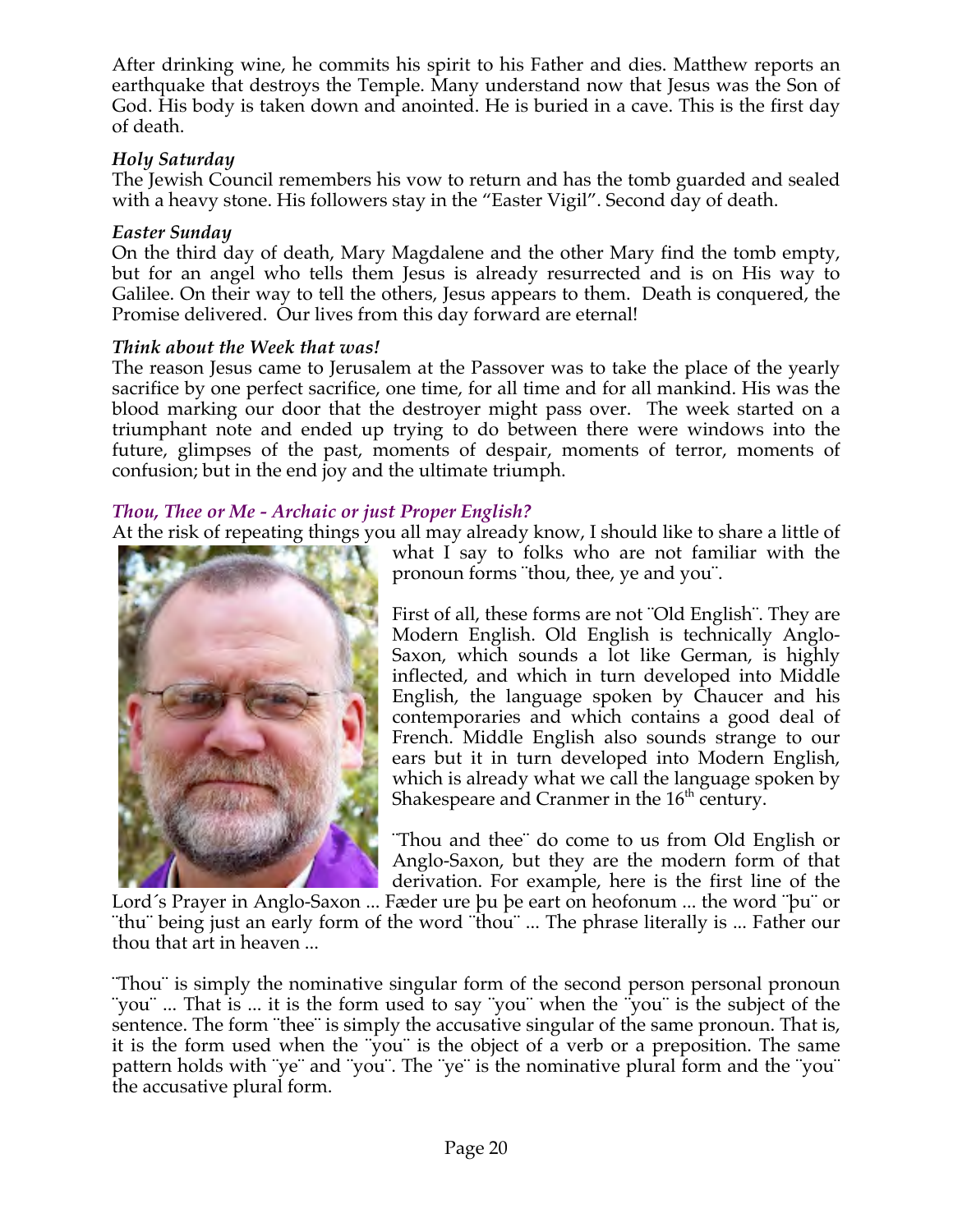After drinking wine, he commits his spirit to his Father and dies. Matthew reports an earthquake that destroys the Temple. Many understand now that Jesus was the Son of God. His body is taken down and anointed. He is buried in a cave. This is the first day of death.

***Holy Saturday***

The Jewish Council remembers his vow to return and has the tomb guarded and sealed with a heavy stone. His followers stay in the "Easter Vigil". Second day of death.

***Easter Sunday***

On the third day of death, Mary Magdalene and the other Mary find the tomb empty, but for an angel who tells them Jesus is already resurrected and is on His way to Galilee. On their way to tell the others, Jesus appears to them. Death is conquered, the Promise delivered. Our lives from this day forward are eternal!

***Think about the Week that was!***

The reason Jesus came to Jerusalem at the Passover was to take the place of the yearly sacrifice by one perfect sacrifice, one time, for all time and for all mankind. His was the blood marking our door that the destroyer might pass over. The week started on a triumphant note and ended up trying to do between there were windows into the future, glimpses of the past, moments of despair, moments of terror, moments of confusion; but in the end joy and the ultimate triumph.

***Thou, Thee or Me - Archaic or just Proper English?***

At the risk of repeating things you all may already know, I should like to share a little of what I say to folks who are not familiar with the pronoun forms ¨thou, thee, ye and you¨.

First of all, these forms are not ¨Old English¨. They are Modern English. Old English is technically Anglo-Saxon, which sounds a lot like German, is highly inflected, and which in turn developed into Middle English, the language spoken by Chaucer and his contemporaries and which contains a good deal of French. Middle English also sounds strange to our ears but it in turn developed into Modern English, which is already what we call the language spoken by Shakespeare and Cranmer in the 16th century.

¨Thou and thee¨ do come to us from Old English or Anglo-Saxon, but they are the modern form of that derivation. For example, here is the first line of the Lord´s Prayer in Anglo-Saxon ... Fæder ure þu þe eart on heofonum ... the word ¨þu¨ or ¨thu¨ being just an early form of the word ¨thou¨ ... The phrase literally is ... Father our thou that art in heaven ...

¨Thou¨ is simply the nominative singular form of the second person personal pronoun ¨you¨ ... That is ... it is the form used to say ¨you¨ when the ¨you¨ is the subject of the sentence. The form ¨thee¨ is simply the accusative singular of the same pronoun. That is, it is the form used when the ¨you¨ is the object of a verb or a preposition. The same pattern holds with ¨ye¨ and ¨you¨. The ¨ye¨ is the nominative plural form and the ¨you¨ the accusative plural form.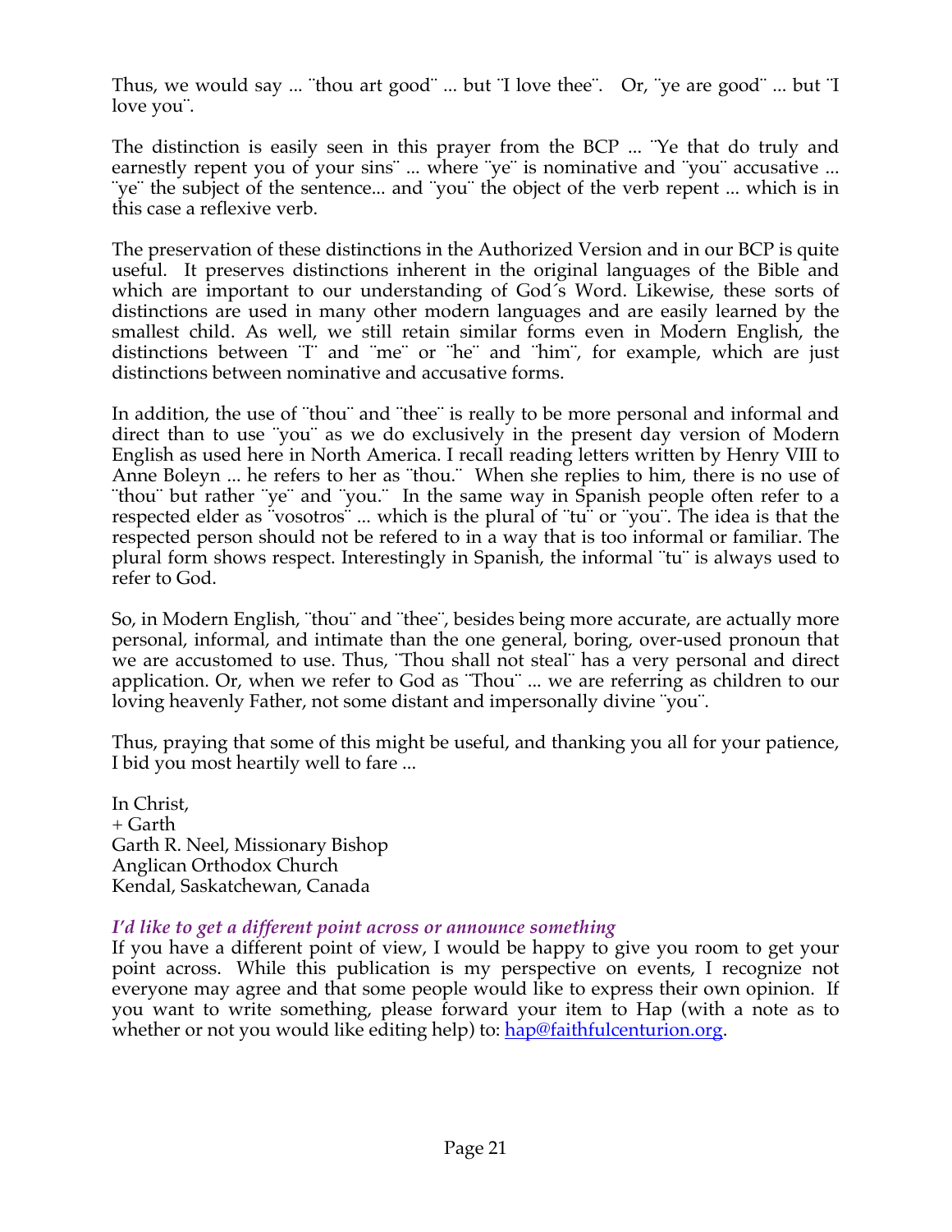Thus, we would say ... ¨thou art good¨ ... but ¨I love thee¨. Or, ¨ye are good¨ ... but ¨I love you¨.

The distinction is easily seen in this prayer from the BCP ... ¨Ye that do truly and earnestly repent you of your sins¨ ... where ¨ye¨ is nominative and ¨you¨ accusative ... ¨ye¨ the subject of the sentence... and ¨you¨ the object of the verb repent ... which is in this case a reflexive verb.

The preservation of these distinctions in the Authorized Version and in our BCP is quite useful. It preserves distinctions inherent in the original languages of the Bible and which are important to our understanding of God´s Word. Likewise, these sorts of distinctions are used in many other modern languages and are easily learned by the smallest child. As well, we still retain similar forms even in Modern English, the distinctions between ¨I¨ and ¨me¨ or ¨he¨ and ¨him¨, for example, which are just distinctions between nominative and accusative forms.

In addition, the use of ¨thou¨ and ¨thee¨ is really to be more personal and informal and direct than to use ¨you¨ as we do exclusively in the present day version of Modern English as used here in North America. I recall reading letters written by Henry VIII to Anne Boleyn ... he refers to her as ¨thou.¨ When she replies to him, there is no use of ¨thou¨ but rather ¨ye¨ and ¨you.¨ In the same way in Spanish people often refer to a respected elder as ¨vosotros¨ ... which is the plural of ¨tu¨ or ¨you¨. The idea is that the respected person should not be refered to in a way that is too informal or familiar. The plural form shows respect. Interestingly in Spanish, the informal ¨tu¨ is always used to refer to God.

So, in Modern English, ¨thou¨ and ¨thee¨, besides being more accurate, are actually more personal, informal, and intimate than the one general, boring, over-used pronoun that we are accustomed to use. Thus, ¨Thou shall not steal¨ has a very personal and direct application. Or, when we refer to God as ¨Thou¨ ... we are referring as children to our loving heavenly Father, not some distant and impersonally divine ¨you¨.

Thus, praying that some of this might be useful, and thanking you all for your patience, I bid you most heartily well to fare ...

In Christ,
+ Garth
Garth R. Neel, Missionary Bishop
Anglican Orthodox Church
Kendal, Saskatchewan, Canada

### *I'd like to get a different point across or announce something*

If you have a different point of view, I would be happy to give you room to get your point across. While this publication is my perspective on events, I recognize not everyone may agree and that some people would like to express their own opinion. If you want to write something, please forward your item to Hap (with a note as to whether or not you would like editing help) to: [hap@faithfulcenturion.org](mailto:hap@faithfulcenturion.org).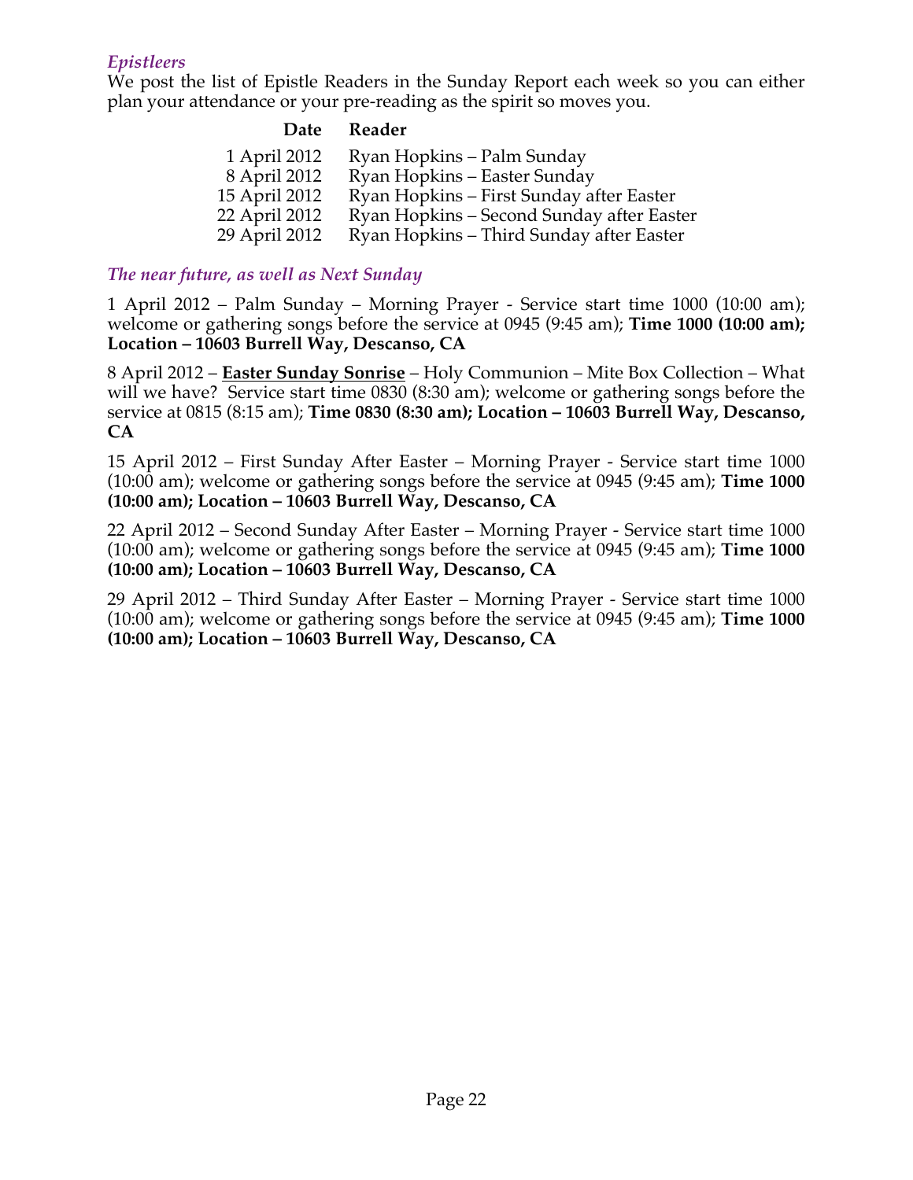### *Epistleers*

We post the list of Epistle Readers in the Sunday Report each week so you can either plan your attendance or your pre-reading as the spirit so moves you.

| Date | Reader |
|---|---|
| 1 April 2012 | Ryan Hopkins – Palm Sunday |
| 8 April 2012 | Ryan Hopkins – Easter Sunday |
| 15 April 2012 | Ryan Hopkins – First Sunday after Easter |
| 22 April 2012 | Ryan Hopkins – Second Sunday after Easter |
| 29 April 2012 | Ryan Hopkins – Third Sunday after Easter |

### *The near future, as well as Next Sunday*

1 April 2012 – Palm Sunday – Morning Prayer - Service start time 1000 (10:00 am); welcome or gathering songs before the service at 0945 (9:45 am); **Time 1000 (10:00 am); Location – 10603 Burrell Way, Descanso, CA**

8 April 2012 – <u>**Easter Sunday Sonrise**</u> – Holy Communion – Mite Box Collection – What will we have? Service start time 0830 (8:30 am); welcome or gathering songs before the service at 0815 (8:15 am); **Time 0830 (8:30 am); Location – 10603 Burrell Way, Descanso, CA**

15 April 2012 – First Sunday After Easter – Morning Prayer - Service start time 1000 (10:00 am); welcome or gathering songs before the service at 0945 (9:45 am); **Time 1000 (10:00 am); Location – 10603 Burrell Way, Descanso, CA**

22 April 2012 – Second Sunday After Easter – Morning Prayer - Service start time 1000 (10:00 am); welcome or gathering songs before the service at 0945 (9:45 am); **Time 1000 (10:00 am); Location – 10603 Burrell Way, Descanso, CA**

29 April 2012 – Third Sunday After Easter – Morning Prayer - Service start time 1000 (10:00 am); welcome or gathering songs before the service at 0945 (9:45 am); **Time 1000 (10:00 am); Location – 10603 Burrell Way, Descanso, CA**